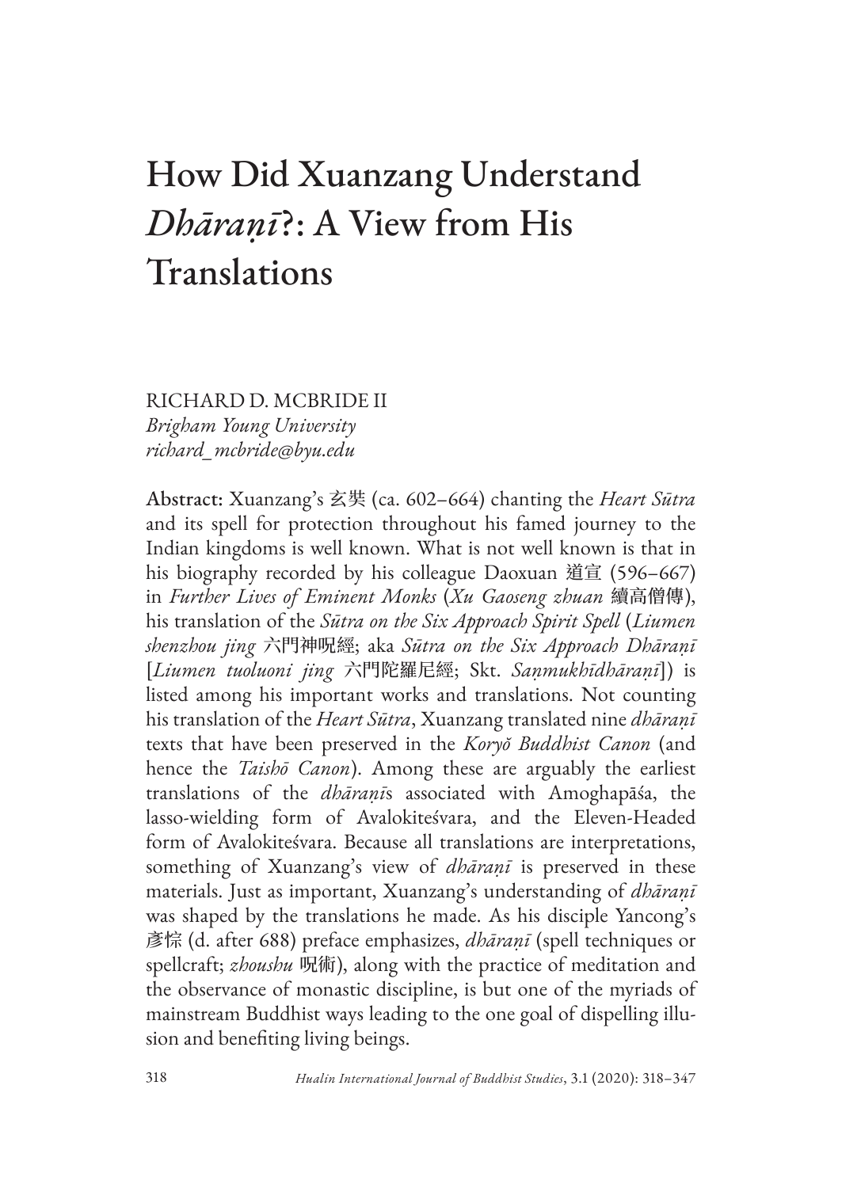# How Did Xuanzang Understand *Dhāraṇī*?: A View from His Translations

RICHARD D. MCBRIDE II
*Brigham Young University*
*richard_mcbride@byu.edu*

**Abstract:** Xuanzang's 玄奘 (ca. 602–664) chanting the *Heart Sūtra* and its spell for protection throughout his famed journey to the Indian kingdoms is well known. What is not well known is that in his biography recorded by his colleague Daoxuan 道宣 (596–667) in *Further Lives of Eminent Monks* (*Xu Gaoseng zhuan* 續高僧傳), his translation of the *Sūtra on the Six Approach Spirit Spell* (*Liumen shenzhou jing* 六門神呪經; aka *Sūtra on the Six Approach Dhāraṇī* [*Liumen tuoluoni jing* 六門陀羅尼經; Skt. *Saṇmukhīdhāraṇī*]) is listed among his important works and translations. Not counting his translation of the *Heart Sūtra*, Xuanzang translated nine *dhāraṇī* texts that have been preserved in the *Koryŏ Buddhist Canon* (and hence the *Taishō Canon*). Among these are arguably the earliest translations of the *dhāraṇī*s associated with Amoghapāśa, the lasso-wielding form of Avalokiteśvara, and the Eleven-Headed form of Avalokiteśvara. Because all translations are interpretations, something of Xuanzang's view of *dhāraṇī* is preserved in these materials. Just as important, Xuanzang's understanding of *dhāraṇī* was shaped by the translations he made. As his disciple Yancong's 彥悰 (d. after 688) preface emphasizes, *dhāraṇī* (spell techniques or spellcraft; *zhoushu* 呪術), along with the practice of meditation and the observance of monastic discipline, is but one of the myriads of mainstream Buddhist ways leading to the one goal of dispelling illusion and benefiting living beings.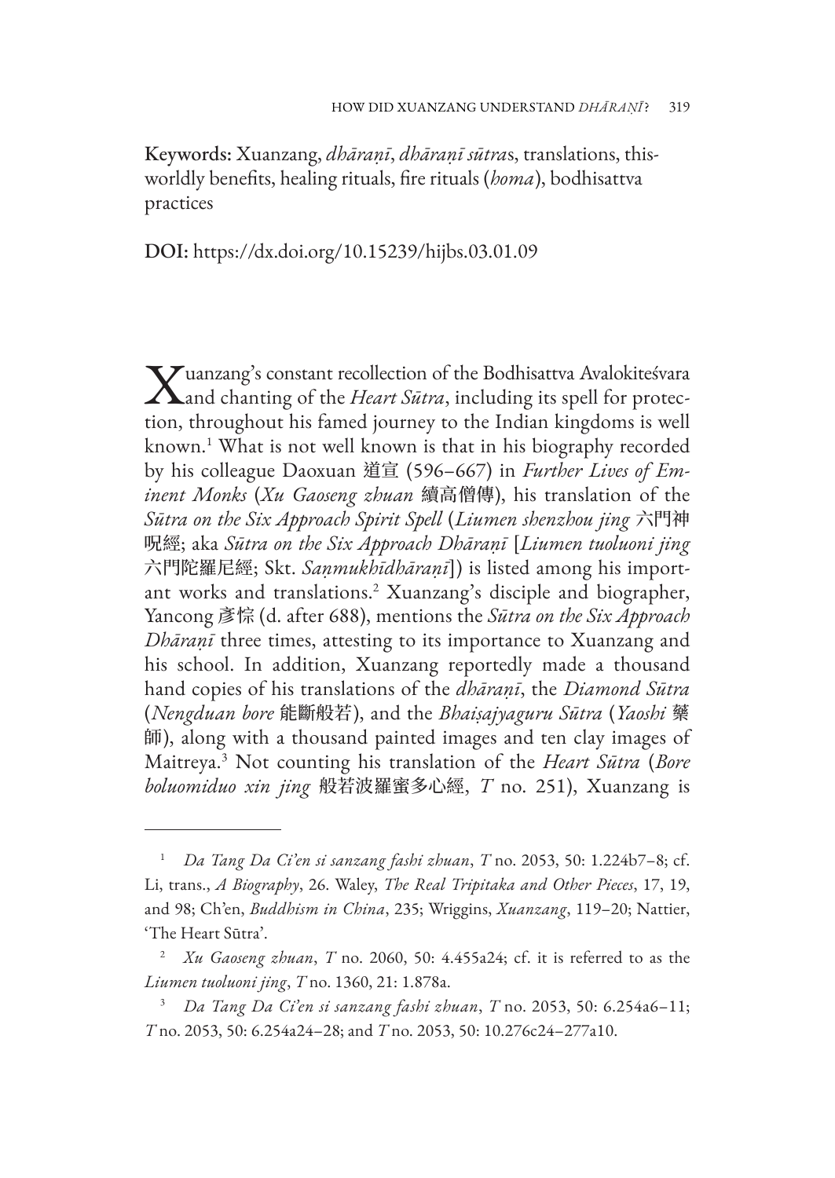**Keywords:** Xuanzang, *dhāraṇī*, *dhāraṇī sūtra*s, translations, this-worldly benefits, healing rituals, fire rituals (*homa*), bodhisattva practices

**DOI:** https://dx.doi.org/10.15239/hijbs.03.01.09

Xuanzang's constant recollection of the Bodhisattva Avalokiteśvara and chanting of the *Heart Sūtra*, including its spell for protection, throughout his famed journey to the Indian kingdoms is well known.[1] What is not well known is that in his biography recorded by his colleague Daoxuan 道宣 (596–667) in *Further Lives of Eminent Monks* (*Xu Gaoseng zhuan* 續高僧傳), his translation of the *Sūtra on the Six Approach Spirit Spell* (*Liumen shenzhou jing* 六門神呪經; aka *Sūtra on the Six Approach Dhāraṇī* [*Liumen tuoluoni jing* 六門陀羅尼經; Skt. *Saṇmukhīdhāraṇī*]) is listed among his important works and translations.[2] Xuanzang's disciple and biographer, Yancong 彥悰 (d. after 688), mentions the *Sūtra on the Six Approach Dhāraṇī* three times, attesting to its importance to Xuanzang and his school. In addition, Xuanzang reportedly made a thousand hand copies of his translations of the *dhāraṇī*, the *Diamond Sūtra* (*Nengduan bore* 能斷般若), and the *Bhaiṣajyaguru Sūtra* (*Yaoshi* 藥師), along with a thousand painted images and ten clay images of Maitreya.[3] Not counting his translation of the *Heart Sūtra* (*Bore boluomiduo xin jing* 般若波羅蜜多心經, *T* no. 251), Xuanzang is

---

[1] *Da Tang Da Ci'en si sanzang fashi zhuan*, *T* no. 2053, 50: 1.224b7–8; cf. Li, trans., *A Biography*, 26. Waley, *The Real Tripitaka and Other Pieces*, 17, 19, and 98; Ch'en, *Buddhism in China*, 235; Wriggins, *Xuanzang*, 119–20; Nattier, 'The Heart Sūtra'.

[2] *Xu Gaoseng zhuan*, *T* no. 2060, 50: 4.455a24; cf. it is referred to as the *Liumen tuoluoni jing*, *T* no. 1360, 21: 1.878a.

[3] *Da Tang Da Ci'en si sanzang fashi zhuan*, *T* no. 2053, 50: 6.254a6–11; *T* no. 2053, 50: 6.254a24–28; and *T* no. 2053, 50: 10.276c24–277a10.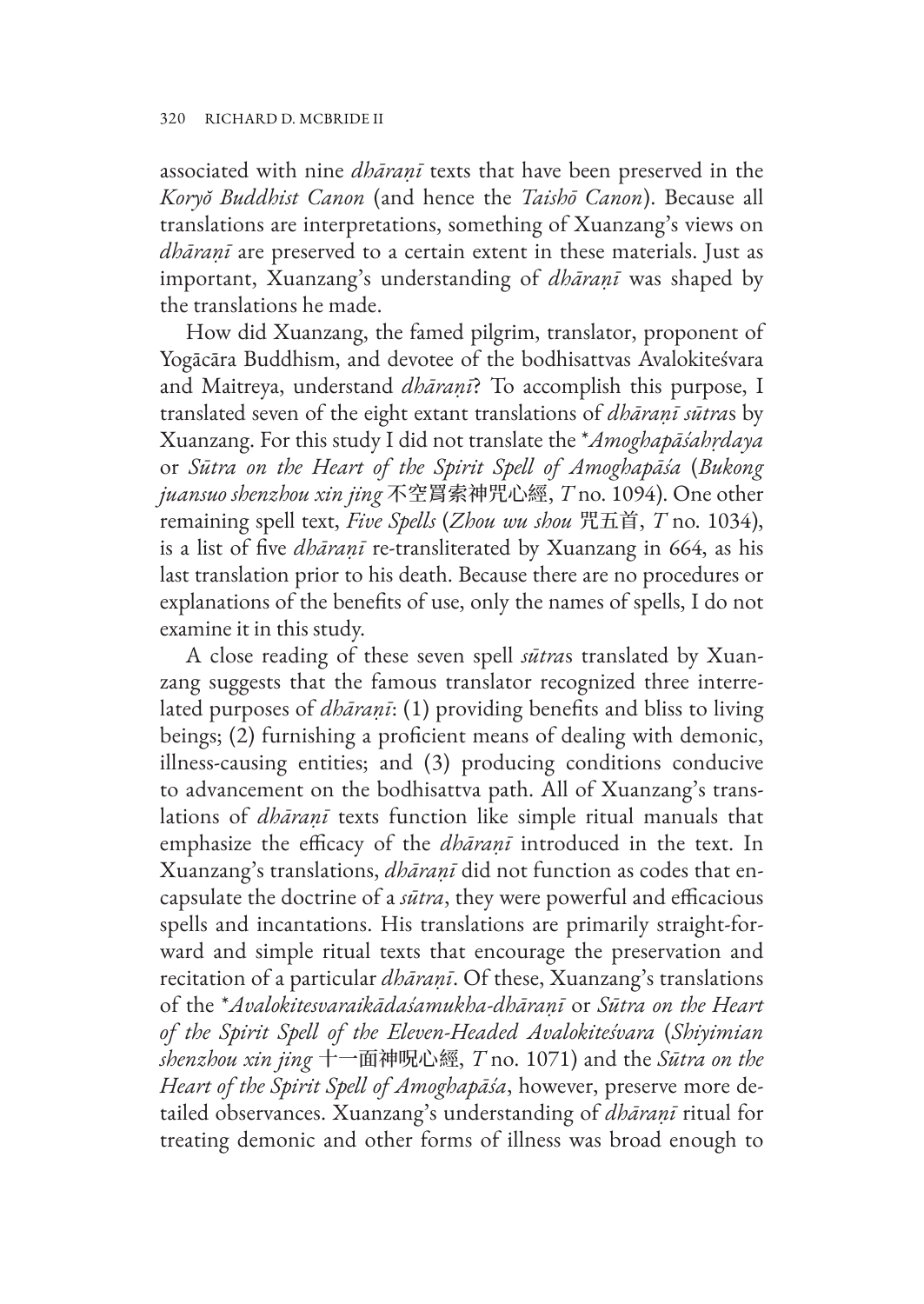associated with nine *dhāraṇī* texts that have been preserved in the *Koryŏ Buddhist Canon* (and hence the *Taishō Canon*). Because all translations are interpretations, something of Xuanzang's views on *dhāraṇī* are preserved to a certain extent in these materials. Just as important, Xuanzang's understanding of *dhāraṇī* was shaped by the translations he made.

How did Xuanzang, the famed pilgrim, translator, proponent of Yogācāra Buddhism, and devotee of the bodhisattvas Avalokiteśvara and Maitreya, understand *dhāraṇī*? To accomplish this purpose, I translated seven of the eight extant translations of *dhāraṇī sūtra*s by Xuanzang. For this study I did not translate the **Amoghapāśahṛdaya* or *Sūtra on the Heart of the Spirit Spell of Amoghapāśa* (*Bukong juansuo shenzhou xin jing* 不空羂索神咒心經, *T* no. 1094). One other remaining spell text, *Five Spells* (*Zhou wu shou* 咒五首, *T* no. 1034), is a list of five *dhāraṇī* re-transliterated by Xuanzang in 664, as his last translation prior to his death. Because there are no procedures or explanations of the benefits of use, only the names of spells, I do not examine it in this study.

A close reading of these seven spell *sūtra*s translated by Xuanzang suggests that the famous translator recognized three interrelated purposes of *dhāraṇī*: (1) providing benefits and bliss to living beings; (2) furnishing a proficient means of dealing with demonic, illness-causing entities; and (3) producing conditions conducive to advancement on the bodhisattva path. All of Xuanzang's translations of *dhāraṇī* texts function like simple ritual manuals that emphasize the efficacy of the *dhāraṇī* introduced in the text. In Xuanzang's translations, *dhāraṇī* did not function as codes that encapsulate the doctrine of a *sūtra*, they were powerful and efficacious spells and incantations. His translations are primarily straight-forward and simple ritual texts that encourage the preservation and recitation of a particular *dhāraṇī*. Of these, Xuanzang's translations of the **Avalokitesvaraikādaśamukha-dhāraṇī* or *Sūtra on the Heart of the Spirit Spell of the Eleven-Headed Avalokiteśvara* (*Shiyimian shenzhou xin jing* 十一面神呪心經, *T* no. 1071) and the *Sūtra on the Heart of the Spirit Spell of Amoghapāśa*, however, preserve more detailed observances. Xuanzang's understanding of *dhāraṇī* ritual for treating demonic and other forms of illness was broad enough to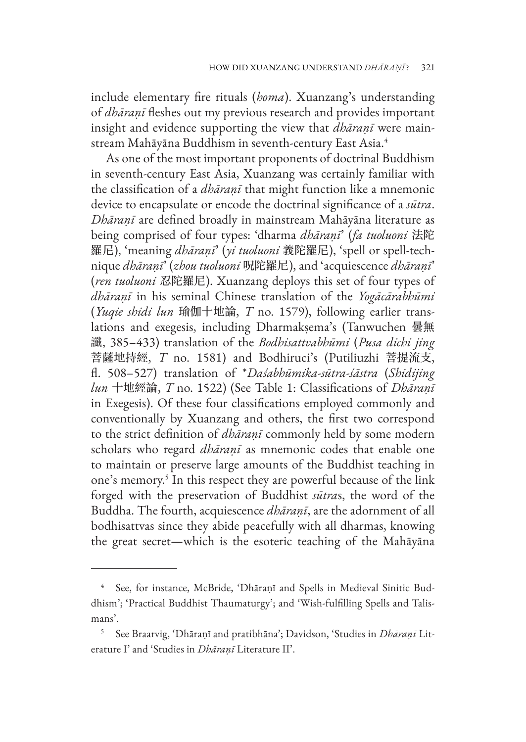include elementary fire rituals (*homa*). Xuanzang's understanding of *dhāraṇī* fleshes out my previous research and provides important insight and evidence supporting the view that *dhāraṇī* were mainstream Mahāyāna Buddhism in seventh-century East Asia.[4]

As one of the most important proponents of doctrinal Buddhism in seventh-century East Asia, Xuanzang was certainly familiar with the classification of a *dhāraṇī* that might function like a mnemonic device to encapsulate or encode the doctrinal significance of a *sūtra*. *Dhāraṇī* are defined broadly in mainstream Mahāyāna literature as being comprised of four types: 'dharma *dhāraṇī*' (*fa tuoluoni* 法陀羅尼), 'meaning *dhāraṇī*' (*yi tuoluoni* 義陀羅尼), 'spell or spell-technique *dhāraṇī*' (*zhou tuoluoni* 呪陀羅尼), and 'acquiescence *dhāraṇī*' (*ren tuoluoni* 忍陀羅尼). Xuanzang deploys this set of four types of *dhāraṇī* in his seminal Chinese translation of the *Yogācārabhūmi* (*Yuqie shidi lun* 瑜伽十地論, *T* no. 1579), following earlier translations and exegesis, including Dharmakṣema's (Tanwuchen 曇無讖, 385–433) translation of the *Bodhisattvabhūmi* (*Pusa dichi jing* 菩薩地持經, *T* no. 1581) and Bodhiruci's (Putiliuzhi 菩提流支, fl. 508–527) translation of **Daśabhūmika-sūtra-śāstra* (*Shidijing lun* 十地經論, *T* no. 1522) (See Table 1: Classifications of *Dhāraṇī* in Exegesis). Of these four classifications employed commonly and conventionally by Xuanzang and others, the first two correspond to the strict definition of *dhāraṇī* commonly held by some modern scholars who regard *dhāraṇī* as mnemonic codes that enable one to maintain or preserve large amounts of the Buddhist teaching in one's memory.[5] In this respect they are powerful because of the link forged with the preservation of Buddhist *sūtra*s, the word of the Buddha. The fourth, acquiescence *dhāraṇī*, are the adornment of all bodhisattvas since they abide peacefully with all dharmas, knowing the great secret—which is the esoteric teaching of the Mahāyāna

---

[4] See, for instance, McBride, 'Dhāraṇī and Spells in Medieval Sinitic Buddhism'; 'Practical Buddhist Thaumaturgy'; and 'Wish-fulfilling Spells and Talismans'.

[5] See Braarvig, 'Dhāraṇī and pratibhāna'; Davidson, 'Studies in *Dhāraṇī* Literature I' and 'Studies in *Dhāraṇī* Literature II'.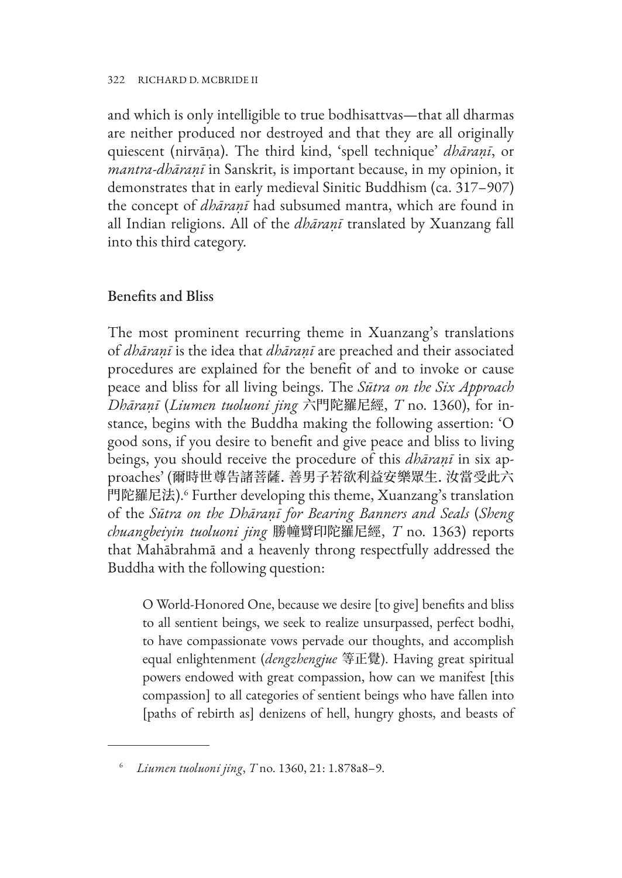and which is only intelligible to true bodhisattvas—that all dharmas are neither produced nor destroyed and that they are all originally quiescent (nirvāṇa). The third kind, 'spell technique' *dhāraṇī*, or *mantra-dhāraṇī* in Sanskrit, is important because, in my opinion, it demonstrates that in early medieval Sinitic Buddhism (ca. 317–907) the concept of *dhāraṇī* had subsumed mantra, which are found in all Indian religions. All of the *dhāraṇī* translated by Xuanzang fall into this third category.

## Benefits and Bliss

The most prominent recurring theme in Xuanzang's translations of *dhāraṇī* is the idea that *dhāraṇī* are preached and their associated procedures are explained for the benefit of and to invoke or cause peace and bliss for all living beings. The *Sūtra on the Six Approach Dhāraṇī* (*Liumen tuoluoni jing* 六門陀羅尼經, *T* no. 1360), for instance, begins with the Buddha making the following assertion: 'O good sons, if you desire to benefit and give peace and bliss to living beings, you should receive the procedure of this *dhāraṇī* in six approaches' (爾時世尊告諸菩薩. 善男子若欲利益安樂眾生. 汝當受此六門陀羅尼法).[6] Further developing this theme, Xuanzang's translation of the *Sūtra on the Dhāraṇī for Bearing Banners and Seals* (*Sheng chuangbeiyin tuoluoni jing* 勝幢臂印陀羅尼經, *T* no. 1363) reports that Mahābrahmā and a heavenly throng respectfully addressed the Buddha with the following question:

> O World-Honored One, because we desire [to give] benefits and bliss to all sentient beings, we seek to realize unsurpassed, perfect bodhi, to have compassionate vows pervade our thoughts, and accomplish equal enlightenment (*dengzhengjue* 等正覺). Having great spiritual powers endowed with great compassion, how can we manifest [this compassion] to all categories of sentient beings who have fallen into [paths of rebirth as] denizens of hell, hungry ghosts, and beasts of

---

[6] *Liumen tuoluoni jing*, *T* no. 1360, 21: 1.878a8–9.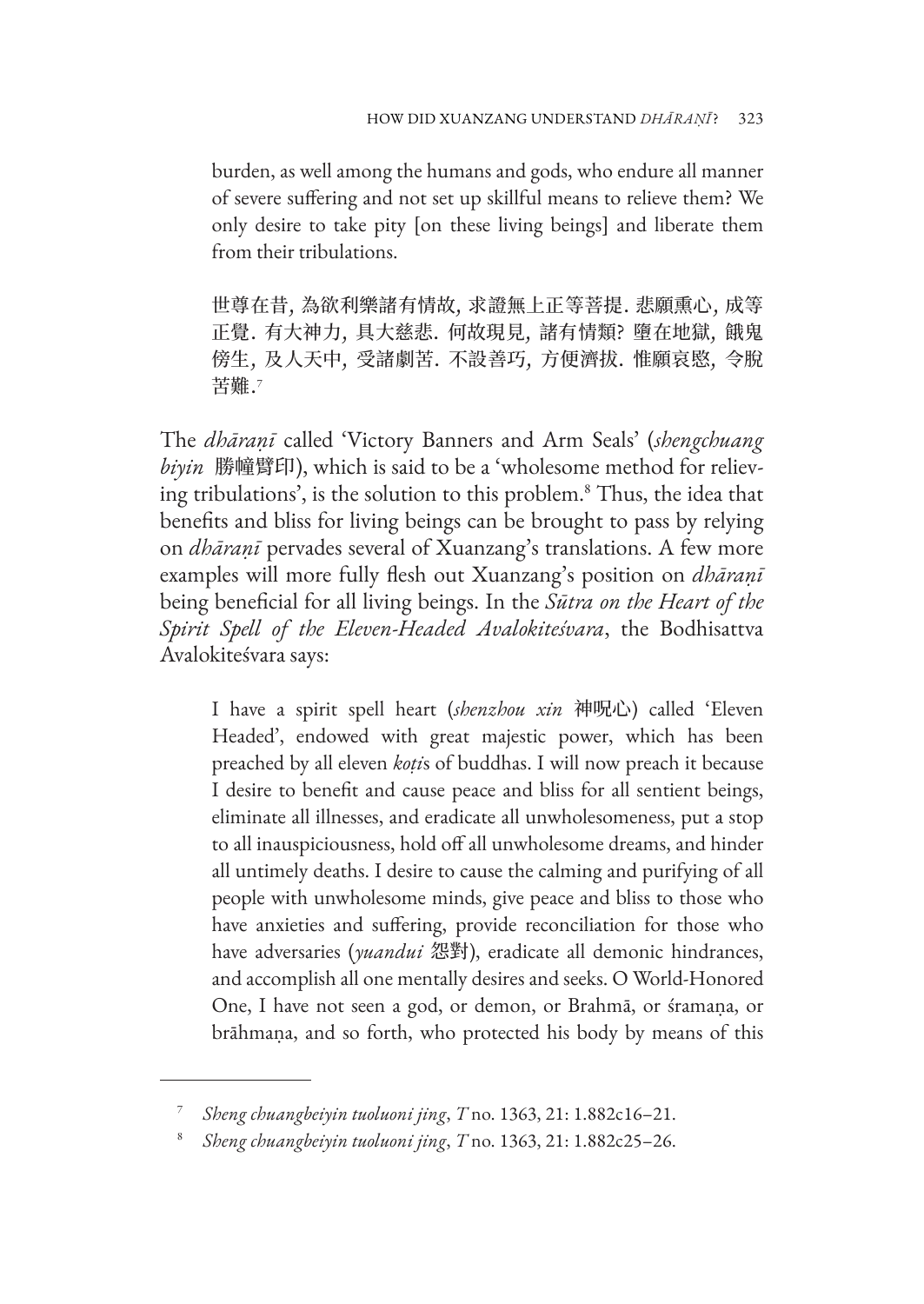> burden, as well among the humans and gods, who endure all manner of severe suffering and not set up skillful means to relieve them? We only desire to take pity [on these living beings] and liberate them from their tribulations.
>
> 世尊在昔, 為欲利樂諸有情故, 求證無上正等菩提. 悲願熏心, 成等正覺. 有大神力, 具大慈悲. 何故現見, 諸有情類? 墮在地獄, 餓鬼傍生, 及人天中, 受諸劇苦. 不設善巧, 方便濟拔. 惟願哀愍, 令脫苦難.[7]

The *dhāraṇī* called 'Victory Banners and Arm Seals' (*shengchuang biyin* 勝幢臂印), which is said to be a 'wholesome method for relieving tribulations', is the solution to this problem.[8] Thus, the idea that benefits and bliss for living beings can be brought to pass by relying on *dhāraṇī* pervades several of Xuanzang's translations. A few more examples will more fully flesh out Xuanzang's position on *dhāraṇī* being beneficial for all living beings. In the *Sūtra on the Heart of the Spirit Spell of the Eleven-Headed Avalokiteśvara*, the Bodhisattva Avalokiteśvara says:

> I have a spirit spell heart (*shenzhou xin* 神呪心) called 'Eleven Headed', endowed with great majestic power, which has been preached by all eleven *koṭi*s of buddhas. I will now preach it because I desire to benefit and cause peace and bliss for all sentient beings, eliminate all illnesses, and eradicate all unwholesomeness, put a stop to all inauspiciousness, hold off all unwholesome dreams, and hinder all untimely deaths. I desire to cause the calming and purifying of all people with unwholesome minds, give peace and bliss to those who have anxieties and suffering, provide reconciliation for those who have adversaries (*yuandui* 怨對), eradicate all demonic hindrances, and accomplish all one mentally desires and seeks. O World-Honored One, I have not seen a god, or demon, or Brahmā, or śramaṇa, or brāhmaṇa, and so forth, who protected his body by means of this

---

[7] *Sheng chuangbeiyin tuoluoni jing*, *T* no. 1363, 21: 1.882c16–21.

[8] *Sheng chuangbeiyin tuoluoni jing*, *T* no. 1363, 21: 1.882c25–26.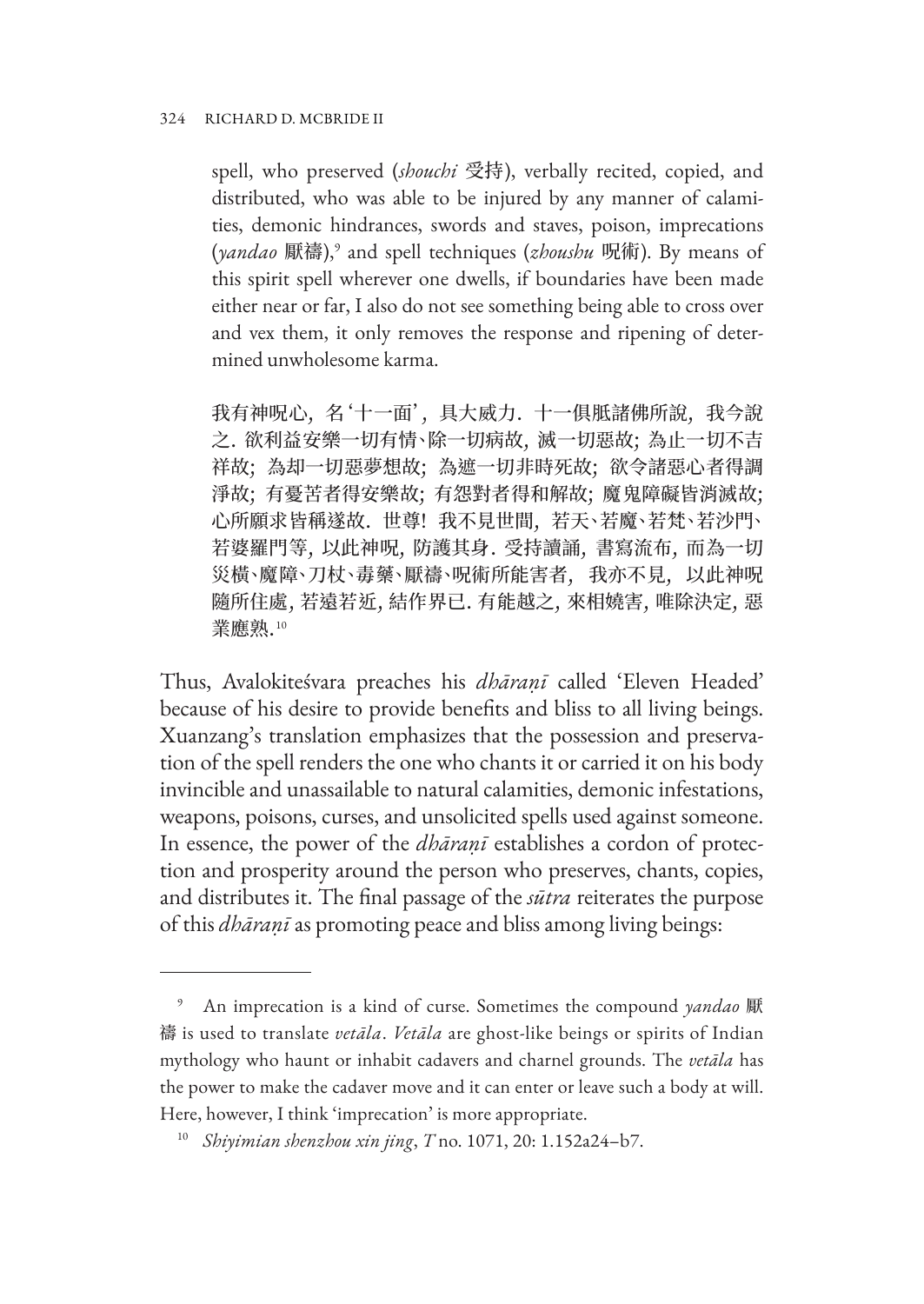spell, who preserved (*shouchi* 受持), verbally recited, copied, and distributed, who was able to be injured by any manner of calamities, demonic hindrances, swords and staves, poison, imprecations (*yandao* 厭禱),[9] and spell techniques (*zhoushu* 呪術). By means of this spirit spell wherever one dwells, if boundaries have been made either near or far, I also do not see something being able to cross over and vex them, it only removes the response and ripening of determined unwholesome karma.

> 我有神呪心, 名'十一面', 具大威力. 十一俱胝諸佛所說, 我今說之. 欲利益安樂一切有情、除一切病故, 滅一切惡故; 為止一切不吉祥故; 為却一切惡夢想故; 為遮一切非時死故; 欲令諸惡心者得調淨故; 有憂苦者得安樂故; 有怨對者得和解故; 魔鬼障礙皆消滅故; 心所願求皆稱遂故. 世尊! 我不見世間, 若天、若魔、若梵、若沙門、若婆羅門等, 以此神呪, 防護其身. 受持讀誦, 書寫流布, 而為一切災橫、魔障、刀杖、毒藥、厭禱、呪術所能害者, 我亦不見, 以此神呪隨所住處, 若遠若近, 結作界已. 有能越之, 來相嬈害, 唯除決定, 惡業應熟.[10]

Thus, Avalokiteśvara preaches his *dhāraṇī* called 'Eleven Headed' because of his desire to provide benefits and bliss to all living beings. Xuanzang's translation emphasizes that the possession and preservation of the spell renders the one who chants it or carried it on his body invincible and unassailable to natural calamities, demonic infestations, weapons, poisons, curses, and unsolicited spells used against someone. In essence, the power of the *dhāraṇī* establishes a cordon of protection and prosperity around the person who preserves, chants, copies, and distributes it. The final passage of the *sūtra* reiterates the purpose of this *dhāraṇī* as promoting peace and bliss among living beings:

---

[9] An imprecation is a kind of curse. Sometimes the compound *yandao* 厭禱 is used to translate *vetāla*. *Vetāla* are ghost-like beings or spirits of Indian mythology who haunt or inhabit cadavers and charnel grounds. The *vetāla* has the power to make the cadaver move and it can enter or leave such a body at will. Here, however, I think 'imprecation' is more appropriate.

[10] *Shiyimian shenzhou xin jing*, *T* no. 1071, 20: 1.152a24–b7.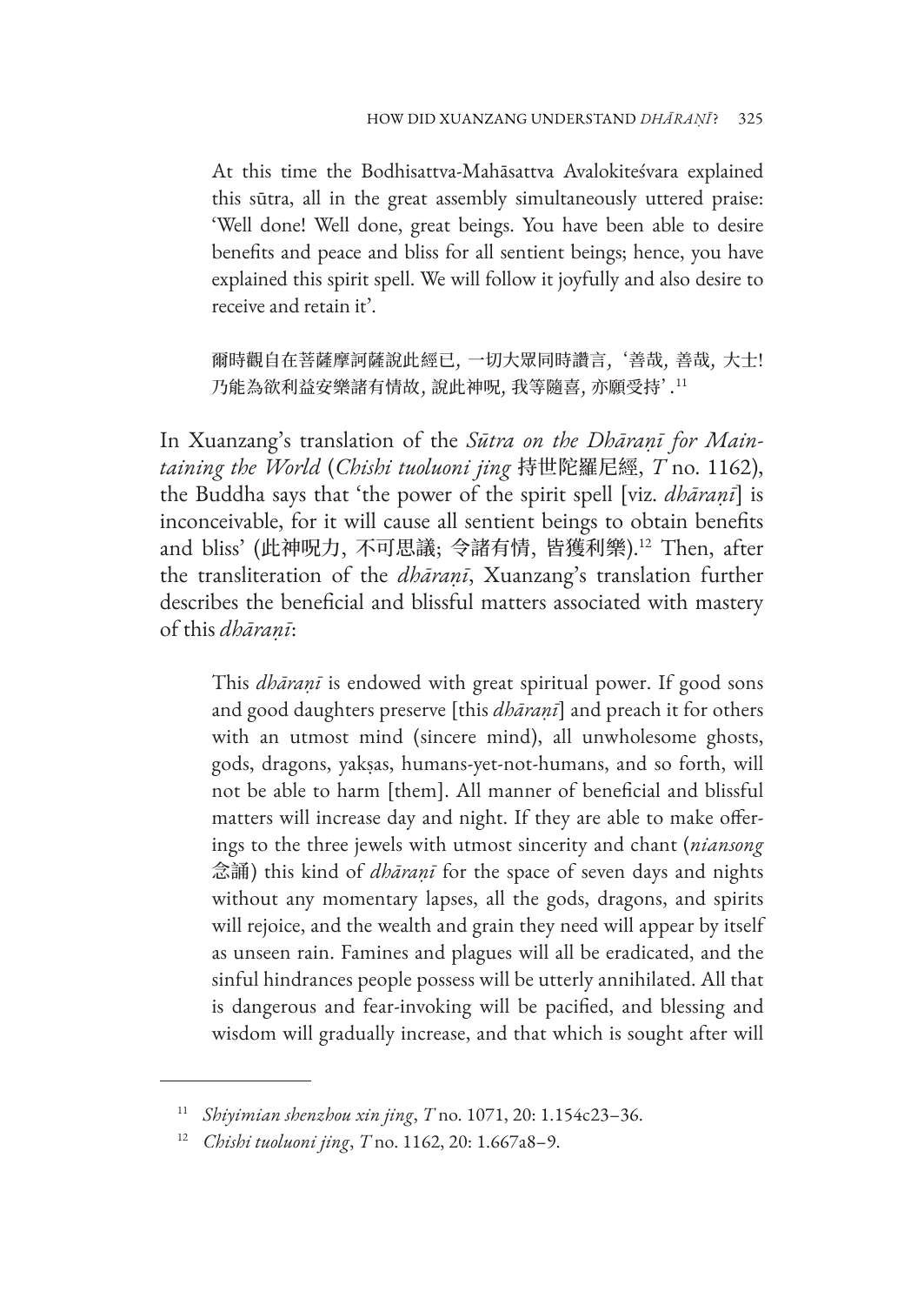> At this time the Bodhisattva-Mahāsattva Avalokiteśvara explained this sūtra, all in the great assembly simultaneously uttered praise: 'Well done! Well done, great beings. You have been able to desire benefits and peace and bliss for all sentient beings; hence, you have explained this spirit spell. We will follow it joyfully and also desire to receive and retain it'.
>
> 爾時觀自在菩薩摩訶薩說此經已，一切大眾同時讚言，'善哉，善哉，大士！乃能為欲利益安樂諸有情故，說此神呪，我等隨喜，亦願受持'.[11]

In Xuanzang's translation of the *Sūtra on the Dhāraṇī for Maintaining the World* (*Chishi tuoluoni jing* 持世陀羅尼經, *T* no. 1162), the Buddha says that 'the power of the spirit spell [viz. *dhāraṇī*] is inconceivable, for it will cause all sentient beings to obtain benefits and bliss' (此神呪力，不可思議；令諸有情，皆獲利樂).[12] Then, after the transliteration of the *dhāraṇī*, Xuanzang's translation further describes the beneficial and blissful matters associated with mastery of this *dhāraṇī*:

> This *dhāraṇī* is endowed with great spiritual power. If good sons and good daughters preserve [this *dhāraṇī*] and preach it for others with an utmost mind (sincere mind), all unwholesome ghosts, gods, dragons, yakṣas, humans-yet-not-humans, and so forth, will not be able to harm [them]. All manner of beneficial and blissful matters will increase day and night. If they are able to make offerings to the three jewels with utmost sincerity and chant (*niansong* 念誦) this kind of *dhāraṇī* for the space of seven days and nights without any momentary lapses, all the gods, dragons, and spirits will rejoice, and the wealth and grain they need will appear by itself as unseen rain. Famines and plagues will all be eradicated, and the sinful hindrances people possess will be utterly annihilated. All that is dangerous and fear-invoking will be pacified, and blessing and wisdom will gradually increase, and that which is sought after will

[11] *Shiyimian shenzhou xin jing*, *T* no. 1071, 20: 1.154c23–36.

[12] *Chishi tuoluoni jing*, *T* no. 1162, 20: 1.667a8–9.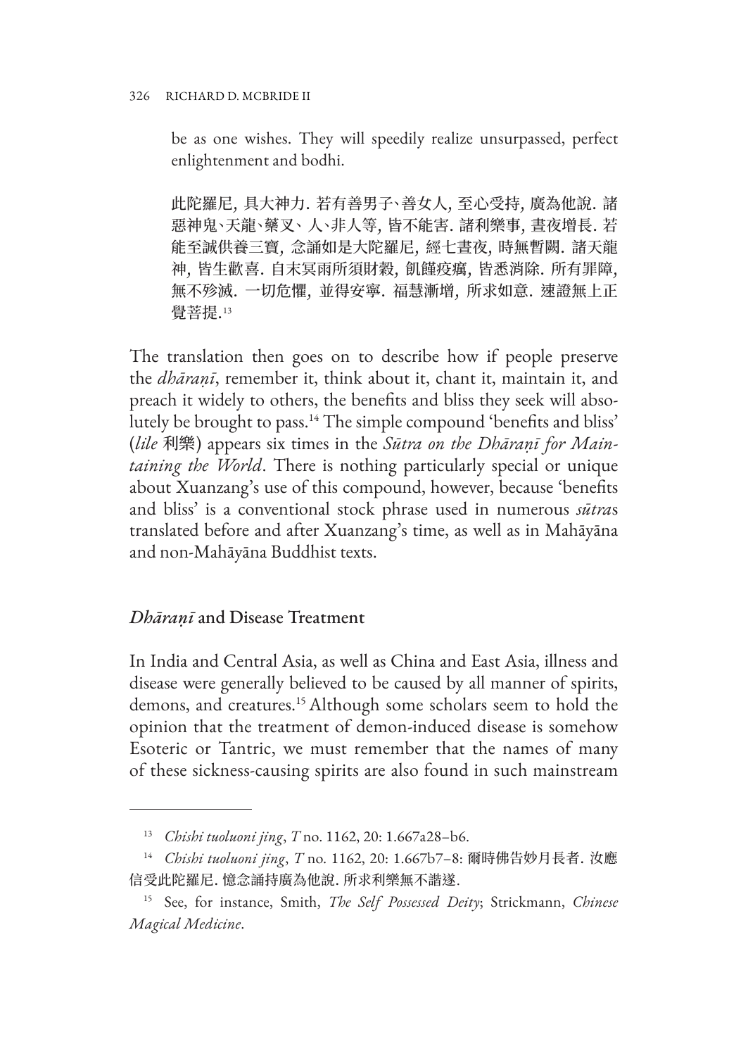be as one wishes. They will speedily realize unsurpassed, perfect enlightenment and bodhi.

此陀羅尼, 具大神力. 若有善男子、善女人, 至心受持, 廣為他說. 諸惡神鬼、天龍、藥叉、人、非人等, 皆不能害. 諸利樂事, 晝夜增長. 若能至誠供養三寶, 念誦如是大陀羅尼, 經七晝夜, 時無暫闕. 諸天龍神, 皆生歡喜. 自末冥雨所須財穀, 飢饉疫癘, 皆悉消除. 所有罪障, 無不殄滅. 一切危懼, 並得安寧. 福慧漸增, 所求如意. 速證無上正覺菩提.[13]

The translation then goes on to describe how if people preserve the *dhāraṇī*, remember it, think about it, chant it, maintain it, and preach it widely to others, the benefits and bliss they seek will absolutely be brought to pass.[14] The simple compound 'benefits and bliss' (*lile* 利樂) appears six times in the *Sūtra on the Dhāraṇī for Maintaining the World*. There is nothing particularly special or unique about Xuanzang's use of this compound, however, because 'benefits and bliss' is a conventional stock phrase used in numerous *sūtra*s translated before and after Xuanzang's time, as well as in Mahāyāna and non-Mahāyāna Buddhist texts.

## *Dhāraṇī* and Disease Treatment

In India and Central Asia, as well as China and East Asia, illness and disease were generally believed to be caused by all manner of spirits, demons, and creatures.[15] Although some scholars seem to hold the opinion that the treatment of demon-induced disease is somehow Esoteric or Tantric, we must remember that the names of many of these sickness-causing spirits are also found in such mainstream

---

[13] *Chishi tuoluoni jing*, *T* no. 1162, 20: 1.667a28–b6.

[14] *Chishi tuoluoni jing*, *T* no. 1162, 20: 1.667b7–8: 爾時佛告妙月長者. 汝應信受此陀羅尼. 憶念誦持廣為他說. 所求利樂無不諧遂.

[15] See, for instance, Smith, *The Self Possessed Deity*; Strickmann, *Chinese Magical Medicine*.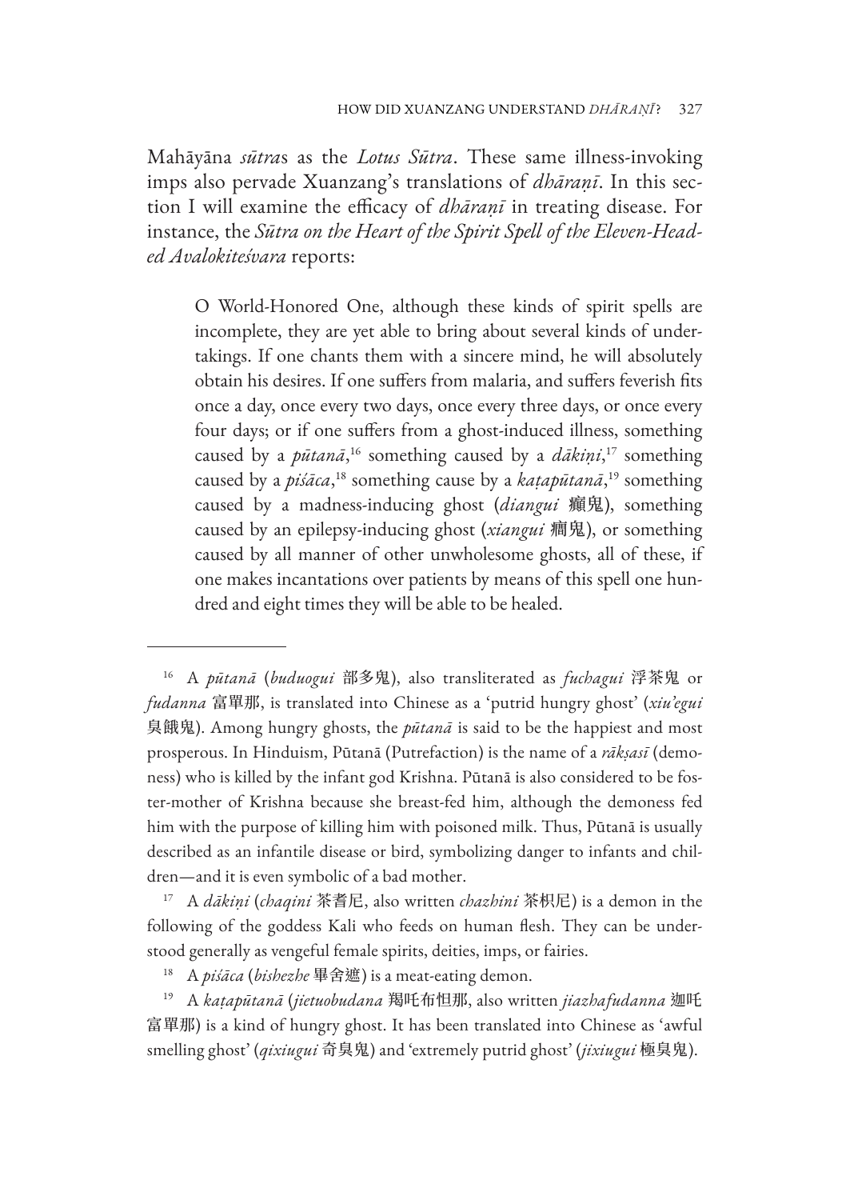Mahāyāna *sūtra*s as the *Lotus Sūtra*. These same illness-invoking imps also pervade Xuanzang's translations of *dhāraṇī*. In this section I will examine the efficacy of *dhāraṇī* in treating disease. For instance, the *Sūtra on the Heart of the Spirit Spell of the Eleven-Headed Avalokiteśvara* reports:

> O World-Honored One, although these kinds of spirit spells are incomplete, they are yet able to bring about several kinds of undertakings. If one chants them with a sincere mind, he will absolutely obtain his desires. If one suffers from malaria, and suffers feverish fits once a day, once every two days, once every three days, or once every four days; or if one suffers from a ghost-induced illness, something caused by a *pūtanā*,[16] something caused by a *dākiṇi*,[17] something caused by a *piśāca*,[18] something cause by a *kaṭapūtanā*,[19] something caused by a madness-inducing ghost (*diangui* 癲鬼), something caused by an epilepsy-inducing ghost (*xiangui* 癇鬼), or something caused by all manner of other unwholesome ghosts, all of these, if one makes incantations over patients by means of this spell one hundred and eight times they will be able to be healed.

---

[16] A *pūtanā* (*buduogui* 部多鬼), also transliterated as *fuchagui* 浮荼鬼 or *fudanna* 富單那, is translated into Chinese as a 'putrid hungry ghost' (*xiu'egui* 臭餓鬼). Among hungry ghosts, the *pūtanā* is said to be the happiest and most prosperous. In Hinduism, Pūtanā (Putrefaction) is the name of a *rākṣasī* (demoness) who is killed by the infant god Krishna. Pūtanā is also considered to be foster-mother of Krishna because she breast-fed him, although the demoness fed him with the purpose of killing him with poisoned milk. Thus, Pūtanā is usually described as an infantile disease or bird, symbolizing danger to infants and children—and it is even symbolic of a bad mother.

[17] A *dākiṇi* (*chaqini* 茶耆尼, also written *chazhini* 茶枳尼) is a demon in the following of the goddess Kali who feeds on human flesh. They can be understood generally as vengeful female spirits, deities, imps, or fairies.

[18] A *piśāca* (*bishezhe* 畢舍遮) is a meat-eating demon.

[19] A *kaṭapūtanā* (*jietuobudana* 羯吒布怛那, also written *jiazhafudanna* 迦吒富單那) is a kind of hungry ghost. It has been translated into Chinese as 'awful smelling ghost' (*qixiugui* 奇臭鬼) and 'extremely putrid ghost' (*jixiugui* 極臭鬼).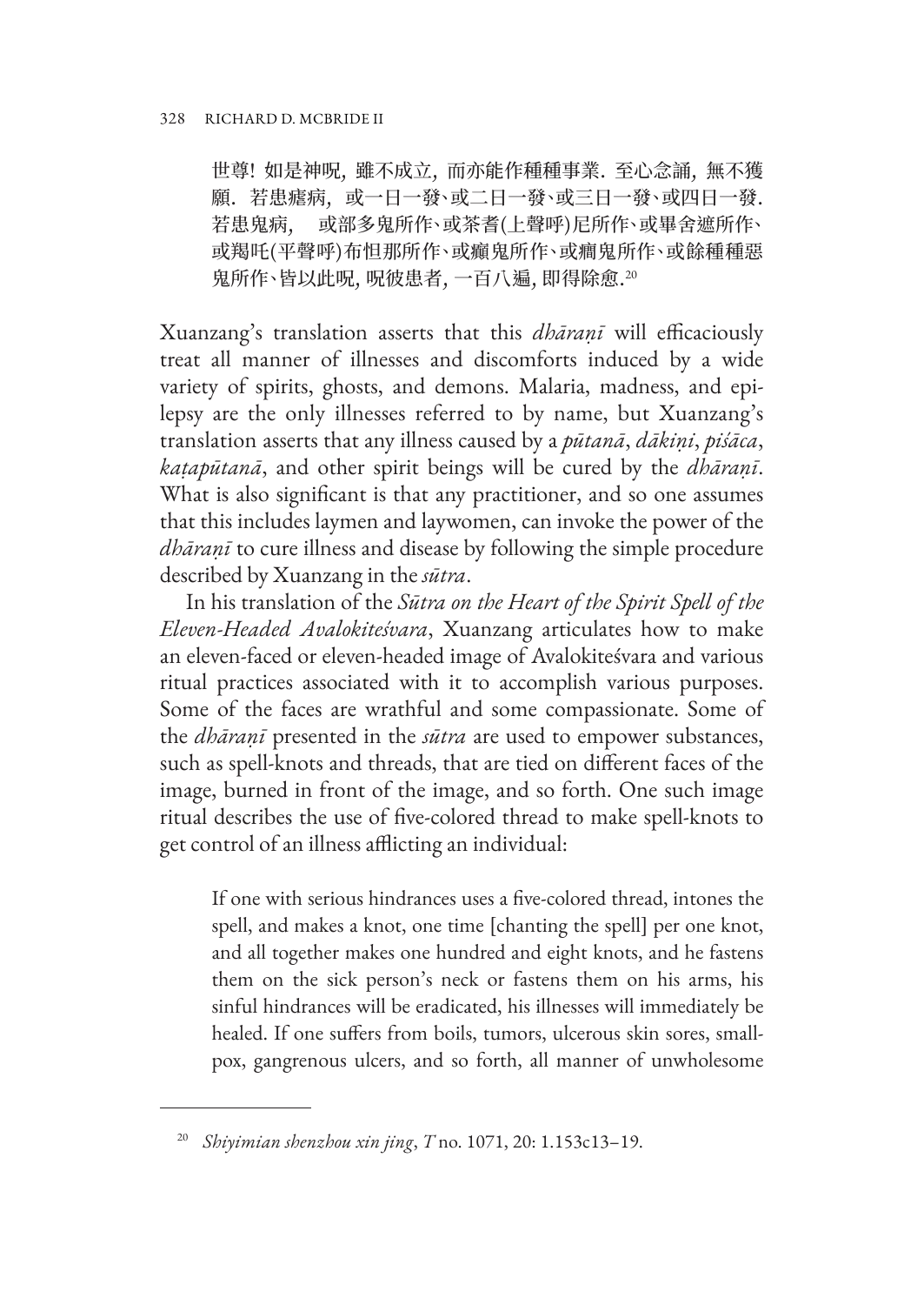> 世尊! 如是神呪, 雖不成立, 而亦能作種種事業. 至心念誦, 無不獲願. 若患瘧病, 或一日一發、或二日一發、或三日一發、或四日一發. 若患鬼病, 　或部多鬼所作、或茶耆(上聲呼)尼所作、或畢舍遮所作、或羯吒(平聲呼)布怛那所作、或癲鬼所作、或癇鬼所作、或餘種種惡鬼所作、皆以此呪, 呪彼患者, 一百八遍, 即得除愈.[20]

Xuanzang's translation asserts that this *dhāraṇī* will efficaciously treat all manner of illnesses and discomforts induced by a wide variety of spirits, ghosts, and demons. Malaria, madness, and epilepsy are the only illnesses referred to by name, but Xuanzang's translation asserts that any illness caused by a *pūtanā*, *dākiṇi*, *piśāca*, *kaṭapūtanā*, and other spirit beings will be cured by the *dhāraṇī*. What is also significant is that any practitioner, and so one assumes that this includes laymen and laywomen, can invoke the power of the *dhāraṇī* to cure illness and disease by following the simple procedure described by Xuanzang in the *sūtra*.

In his translation of the *Sūtra on the Heart of the Spirit Spell of the Eleven-Headed Avalokiteśvara*, Xuanzang articulates how to make an eleven-faced or eleven-headed image of Avalokiteśvara and various ritual practices associated with it to accomplish various purposes. Some of the faces are wrathful and some compassionate. Some of the *dhāraṇī* presented in the *sūtra* are used to empower substances, such as spell-knots and threads, that are tied on different faces of the image, burned in front of the image, and so forth. One such image ritual describes the use of five-colored thread to make spell-knots to get control of an illness afflicting an individual:

> If one with serious hindrances uses a five-colored thread, intones the spell, and makes a knot, one time [chanting the spell] per one knot, and all together makes one hundred and eight knots, and he fastens them on the sick person's neck or fastens them on his arms, his sinful hindrances will be eradicated, his illnesses will immediately be healed. If one suffers from boils, tumors, ulcerous skin sores, smallpox, gangrenous ulcers, and so forth, all manner of unwholesome

[20] *Shiyimian shenzhou xin jing*, *T* no. 1071, 20: 1.153c13–19.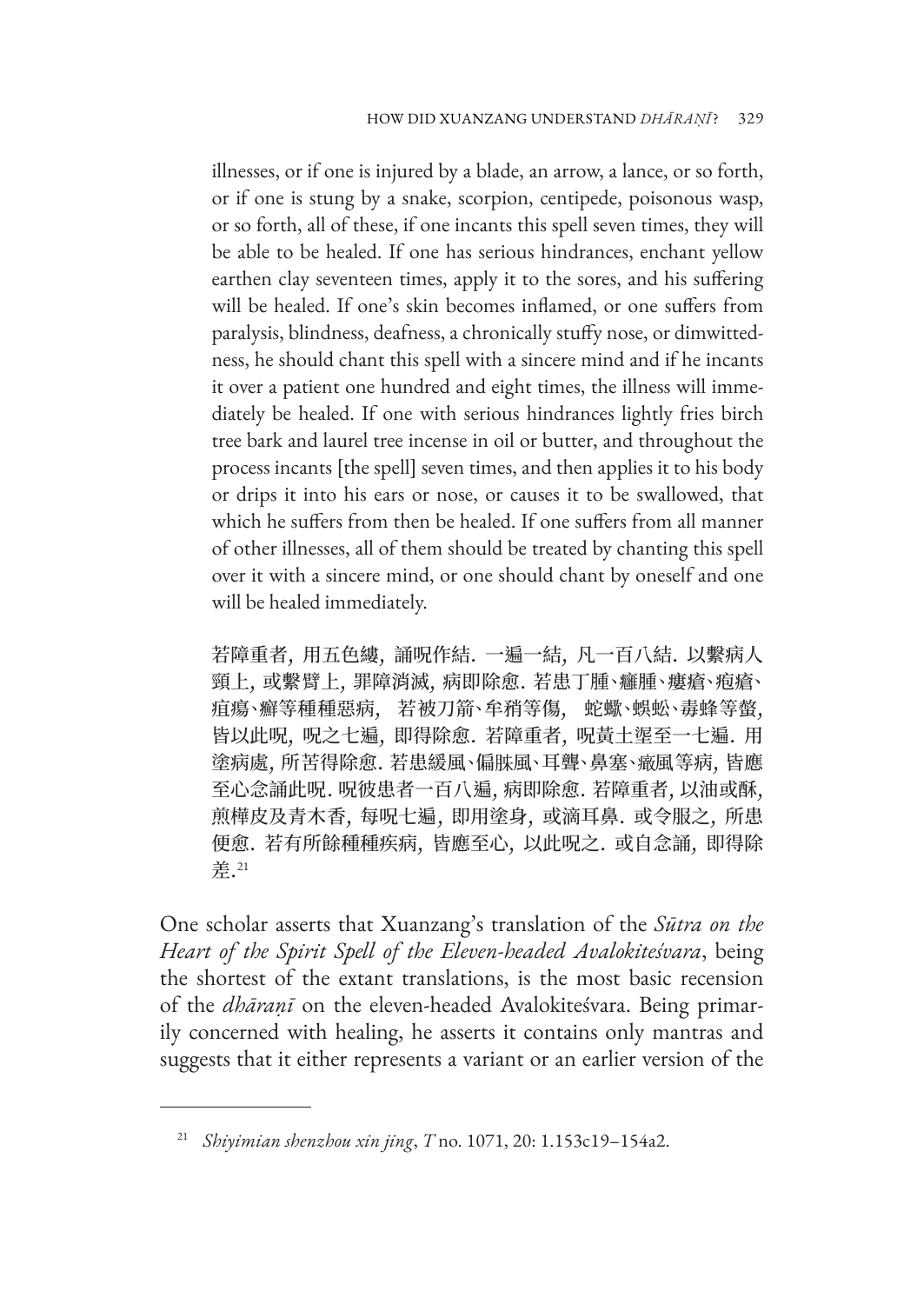illnesses, or if one is injured by a blade, an arrow, a lance, or so forth, or if one is stung by a snake, scorpion, centipede, poisonous wasp, or so forth, all of these, if one incants this spell seven times, they will be able to be healed. If one has serious hindrances, enchant yellow earthen clay seventeen times, apply it to the sores, and his suffering will be healed. If one's skin becomes inflamed, or one suffers from paralysis, blindness, deafness, a chronically stuffy nose, or dimwittedness, he should chant this spell with a sincere mind and if he incants it over a patient one hundred and eight times, the illness will immediately be healed. If one with serious hindrances lightly fries birch tree bark and laurel tree incense in oil or butter, and throughout the process incants [the spell] seven times, and then applies it to his body or drips it into his ears or nose, or causes it to be swallowed, that which he suffers from then be healed. If one suffers from all manner of other illnesses, all of them should be treated by chanting this spell over it with a sincere mind, or one should chant by oneself and one will be healed immediately.

> 若障重者, 用五色縷, 誦呪作結. 一遍一結, 凡一百八結. 以繫病人頸上, 或繫臂上, 罪障消滅, 病即除愈. 若患丁腫、癰腫、瘻瘡、疱瘡、疽瘍、癬等種種惡病, 若被刀箭、牟矟等傷, 蛇蠍、蜈蚣、毒蜂等螫, 皆以此呪, 呪之七遍, 即得除愈. 若障重者, 呪黃土泥至一七遍. 用塗病處, 所苦得除愈. 若患緩風、偏脉風、耳聾、鼻塞、癩風等病, 皆應至心念誦此呪. 呪彼患者一百八遍, 病即除愈. 若障重者, 以油或酥, 煎樺皮及青木香, 每呪七遍, 即用塗身, 或滴耳鼻. 或令服之, 所患便愈. 若有所餘種種疾病, 皆應至心, 以此呪之. 或自念誦, 即得除差.[21]

One scholar asserts that Xuanzang's translation of the *Sūtra on the Heart of the Spirit Spell of the Eleven-headed Avalokiteśvara*, being the shortest of the extant translations, is the most basic recension of the *dhāraṇī* on the eleven-headed Avalokiteśvara. Being primarily concerned with healing, he asserts it contains only mantras and suggests that it either represents a variant or an earlier version of the

---

[21] *Shiyimian shenzhou xin jing*, *T* no. 1071, 20: 1.153c19–154a2.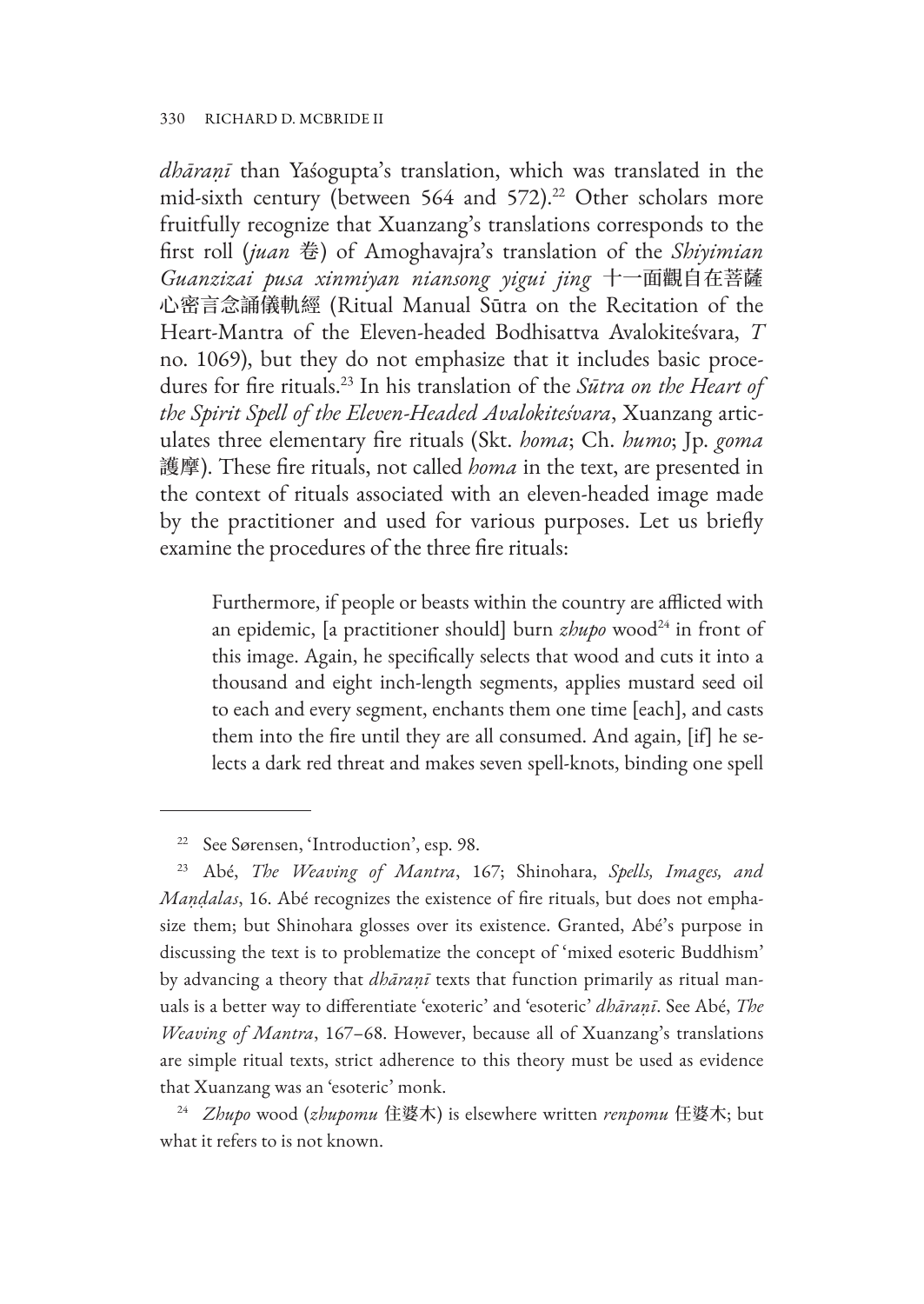*dhāraṇī* than Yaśogupta's translation, which was translated in the mid-sixth century (between 564 and 572).[22] Other scholars more fruitfully recognize that Xuanzang's translations corresponds to the first roll (*juan* 卷) of Amoghavajra's translation of the *Shiyimian Guanzizai pusa xinmiyan niansong yigui jing* 十一面觀自在菩薩心密言念誦儀軌經 (Ritual Manual Sūtra on the Recitation of the Heart-Mantra of the Eleven-headed Bodhisattva Avalokiteśvara, *T* no. 1069), but they do not emphasize that it includes basic procedures for fire rituals.[23] In his translation of the *Sūtra on the Heart of the Spirit Spell of the Eleven-Headed Avalokiteśvara*, Xuanzang articulates three elementary fire rituals (Skt. *homa*; Ch. *humo*; Jp. *goma* 護摩). These fire rituals, not called *homa* in the text, are presented in the context of rituals associated with an eleven-headed image made by the practitioner and used for various purposes. Let us briefly examine the procedures of the three fire rituals:

> Furthermore, if people or beasts within the country are afflicted with an epidemic, [a practitioner should] burn *zhupo* wood[24] in front of this image. Again, he specifically selects that wood and cuts it into a thousand and eight inch-length segments, applies mustard seed oil to each and every segment, enchants them one time [each], and casts them into the fire until they are all consumed. And again, [if] he selects a dark red threat and makes seven spell-knots, binding one spell

---

[22] See Sørensen, 'Introduction', esp. 98.

[23] Abé, *The Weaving of Mantra*, 167; Shinohara, *Spells, Images, and Maṇḍalas*, 16. Abé recognizes the existence of fire rituals, but does not emphasize them; but Shinohara glosses over its existence. Granted, Abé's purpose in discussing the text is to problematize the concept of 'mixed esoteric Buddhism' by advancing a theory that *dhāraṇī* texts that function primarily as ritual manuals is a better way to differentiate 'exoteric' and 'esoteric' *dhāraṇī*. See Abé, *The Weaving of Mantra*, 167–68. However, because all of Xuanzang's translations are simple ritual texts, strict adherence to this theory must be used as evidence that Xuanzang was an 'esoteric' monk.

[24] *Zhupo* wood (*zhupomu* 住婆木) is elsewhere written *renpomu* 任婆木; but what it refers to is not known.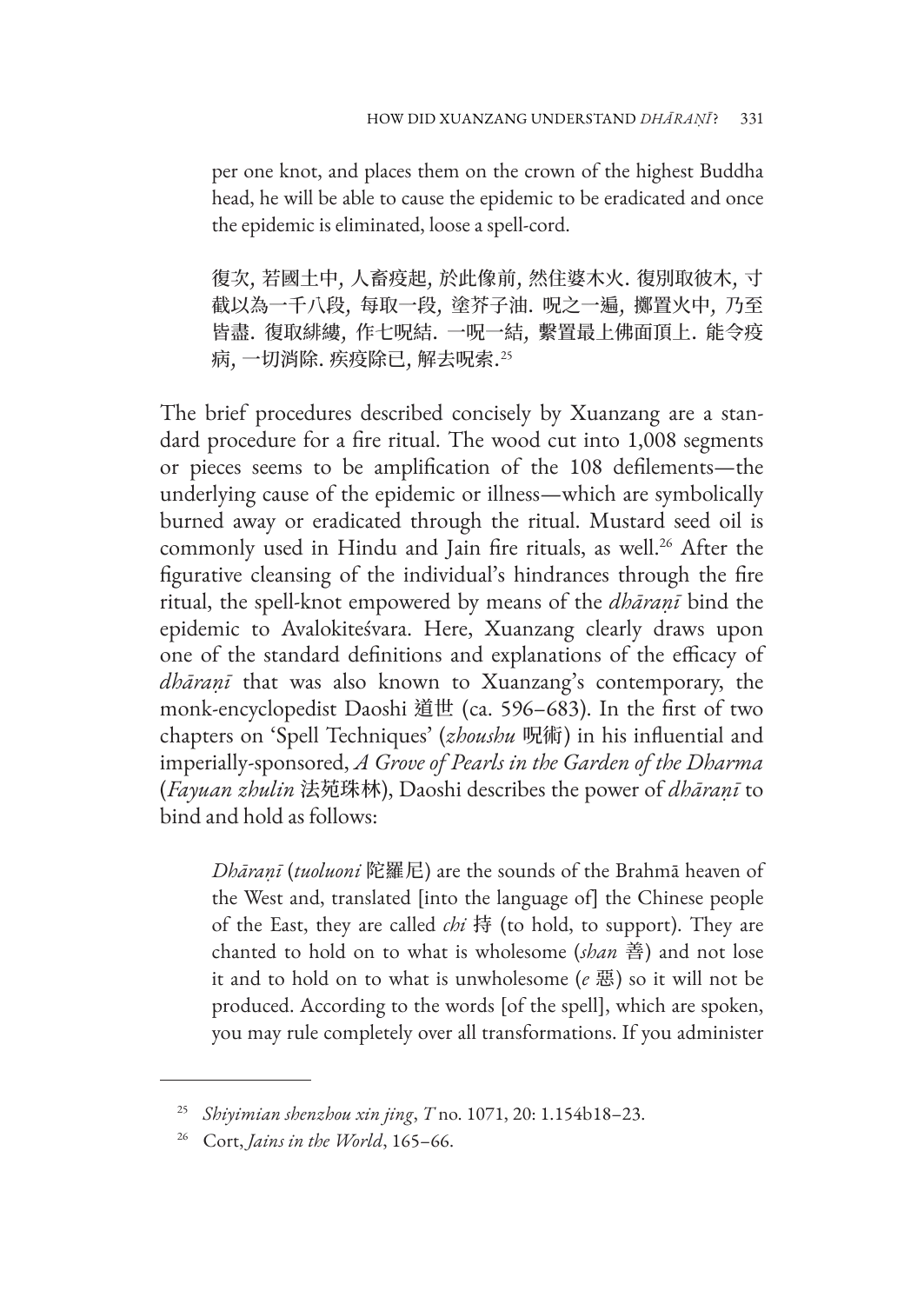per one knot, and places them on the crown of the highest Buddha head, he will be able to cause the epidemic to be eradicated and once the epidemic is eliminated, loose a spell-cord.

> 復次, 若國土中, 人畜疫起, 於此像前, 然住婆木火. 復別取彼木, 寸截以為一千八段, 每取一段, 塗芥子油. 呪之一遍, 擲置火中, 乃至皆盡. 復取緋縷, 作七呪結. 一呪一結, 繫置最上佛面頂上. 能令疫病, 一切消除. 疾疫除已, 解去呪索.[25]

The brief procedures described concisely by Xuanzang are a standard procedure for a fire ritual. The wood cut into 1,008 segments or pieces seems to be amplification of the 108 defilements—the underlying cause of the epidemic or illness—which are symbolically burned away or eradicated through the ritual. Mustard seed oil is commonly used in Hindu and Jain fire rituals, as well.[26] After the figurative cleansing of the individual's hindrances through the fire ritual, the spell-knot empowered by means of the *dhāraṇī* bind the epidemic to Avalokiteśvara. Here, Xuanzang clearly draws upon one of the standard definitions and explanations of the efficacy of *dhāraṇī* that was also known to Xuanzang's contemporary, the monk-encyclopedist Daoshi 道世 (ca. 596–683). In the first of two chapters on 'Spell Techniques' (*zhoushu* 呪術) in his influential and imperially-sponsored, *A Grove of Pearls in the Garden of the Dharma* (*Fayuan zhulin* 法苑珠林), Daoshi describes the power of *dhāraṇī* to bind and hold as follows:

> *Dhāraṇī* (*tuoluoni* 陀羅尼) are the sounds of the Brahmā heaven of the West and, translated [into the language of] the Chinese people of the East, they are called *chi* 持 (to hold, to support). They are chanted to hold on to what is wholesome (*shan* 善) and not lose it and to hold on to what is unwholesome (*e* 惡) so it will not be produced. According to the words [of the spell], which are spoken, you may rule completely over all transformations. If you administer

---

[25] *Shiyimian shenzhou xin jing*, *T* no. 1071, 20: 1.154b18–23.

[26] Cort, *Jains in the World*, 165–66.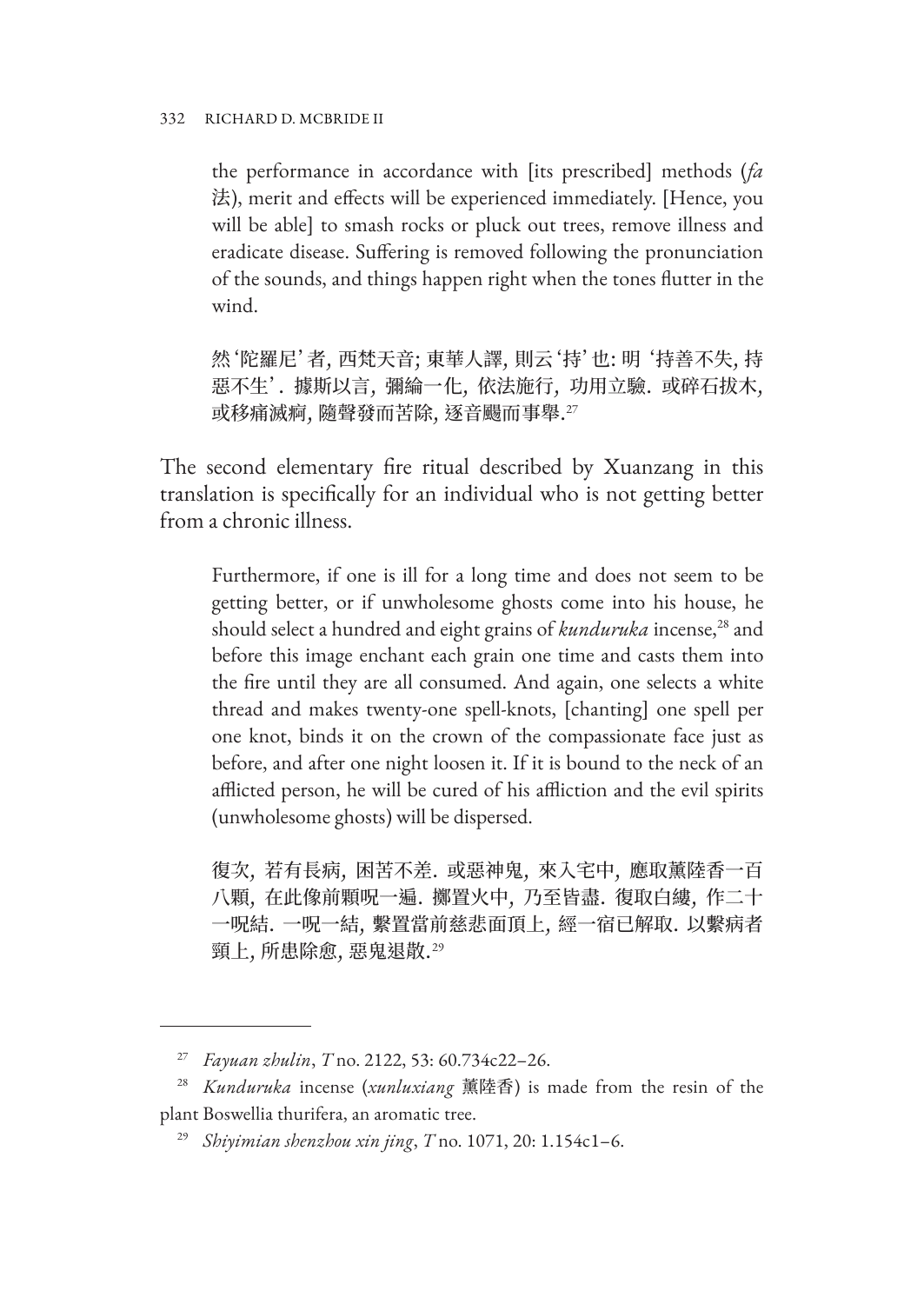> the performance in accordance with [its prescribed] methods (*fa* 法), merit and effects will be experienced immediately. [Hence, you will be able] to smash rocks or pluck out trees, remove illness and eradicate disease. Suffering is removed following the pronunciation of the sounds, and things happen right when the tones flutter in the wind.
>
> 然'陀羅尼'者, 西梵天音; 東華人譯, 則云'持'也: 明 '持善不失, 持惡不生'. 據斯以言, 彌綸一化, 依法施行, 功用立驗. 或碎石拔木, 或移痛滅痾, 隨聲發而苦除, 逐音颺而事舉.[27]

The second elementary fire ritual described by Xuanzang in this translation is specifically for an individual who is not getting better from a chronic illness.

> Furthermore, if one is ill for a long time and does not seem to be getting better, or if unwholesome ghosts come into his house, he should select a hundred and eight grains of *kunduruka* incense,[28] and before this image enchant each grain one time and casts them into the fire until they are all consumed. And again, one selects a white thread and makes twenty-one spell-knots, [chanting] one spell per one knot, binds it on the crown of the compassionate face just as before, and after one night loosen it. If it is bound to the neck of an afflicted person, he will be cured of his affliction and the evil spirits (unwholesome ghosts) will be dispersed.
>
> 復次, 若有長病, 困苦不差. 或惡神鬼, 來入宅中, 應取薰陸香一百八顆, 在此像前顆呪一遍. 擲置火中, 乃至皆盡. 復取白縷, 作二十一呪結. 一呪一結, 繫置當前慈悲面頂上, 經一宿已解取. 以繫病者頸上, 所患除愈, 惡鬼退散.[29]

---

[27] *Fayuan zhulin*, *T* no. 2122, 53: 60.734c22–26.

[28] *Kunduruka* incense (*xunluxiang* 薰陸香) is made from the resin of the plant Boswellia thurifera, an aromatic tree.

[29] *Shiyimian shenzhou xin jing*, *T* no. 1071, 20: 1.154c1–6.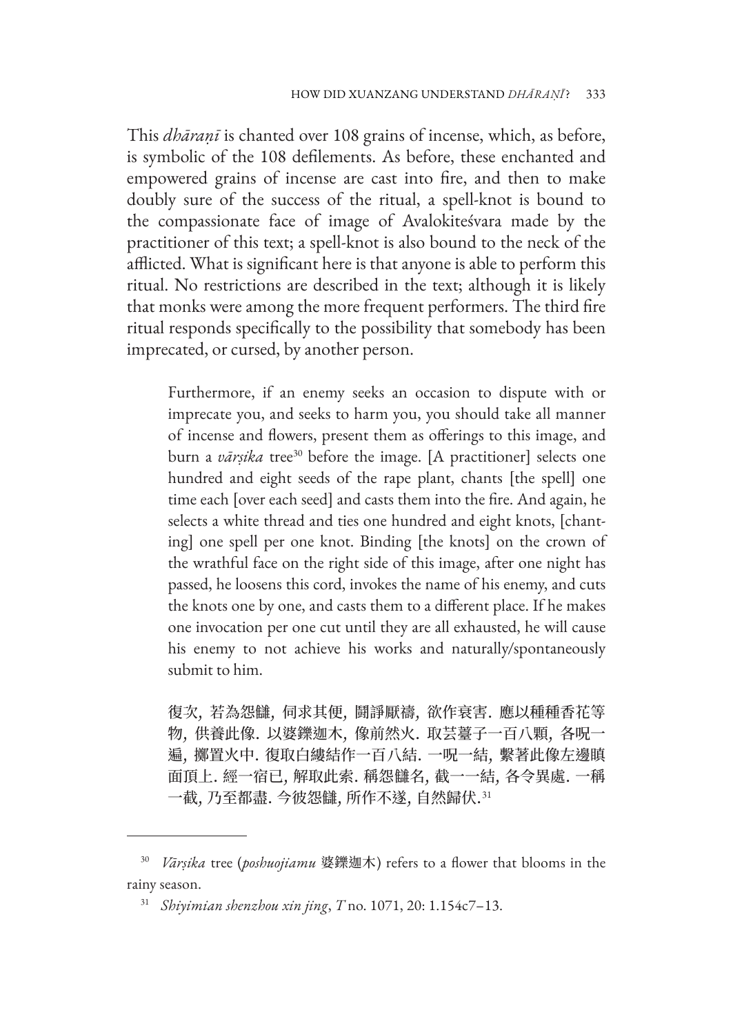This *dhāraṇī* is chanted over 108 grains of incense, which, as before, is symbolic of the 108 defilements. As before, these enchanted and empowered grains of incense are cast into fire, and then to make doubly sure of the success of the ritual, a spell-knot is bound to the compassionate face of image of Avalokiteśvara made by the practitioner of this text; a spell-knot is also bound to the neck of the afflicted. What is significant here is that anyone is able to perform this ritual. No restrictions are described in the text; although it is likely that monks were among the more frequent performers. The third fire ritual responds specifically to the possibility that somebody has been imprecated, or cursed, by another person.

> Furthermore, if an enemy seeks an occasion to dispute with or imprecate you, and seeks to harm you, you should take all manner of incense and flowers, present them as offerings to this image, and burn a *vārṣika* tree[30] before the image. [A practitioner] selects one hundred and eight seeds of the rape plant, chants [the spell] one time each [over each seed] and casts them into the fire. And again, he selects a white thread and ties one hundred and eight knots, [chanting] one spell per one knot. Binding [the knots] on the crown of the wrathful face on the right side of this image, after one night has passed, he loosens this cord, invokes the name of his enemy, and cuts the knots one by one, and casts them to a different place. If he makes one invocation per one cut until they are all exhausted, he will cause his enemy to not achieve his works and naturally/spontaneously submit to him.
>
> 復次，若為怨讎，伺求其便，鬪諍厭禱，欲作衰害．應以種種香花等物，供養此像．以婆鑠迦木，像前然火．取芸薹子一百八顆，各呪一遍，擲置火中．復取白縷結作一百八結．一呪一結，繫著此像左邊瞋面頂上．經一宿已，解取此索．稱怨讎名，截一一結，各令異處．一稱一截，乃至都盡．今彼怨讎，所作不遂，自然歸伏．[31]

---

[30] *Vārṣika* tree (*poshuojiamu* 婆鑠迦木) refers to a flower that blooms in the rainy season.

[31] *Shiyimian shenzhou xin jing*, *T* no. 1071, 20: 1.154c7–13.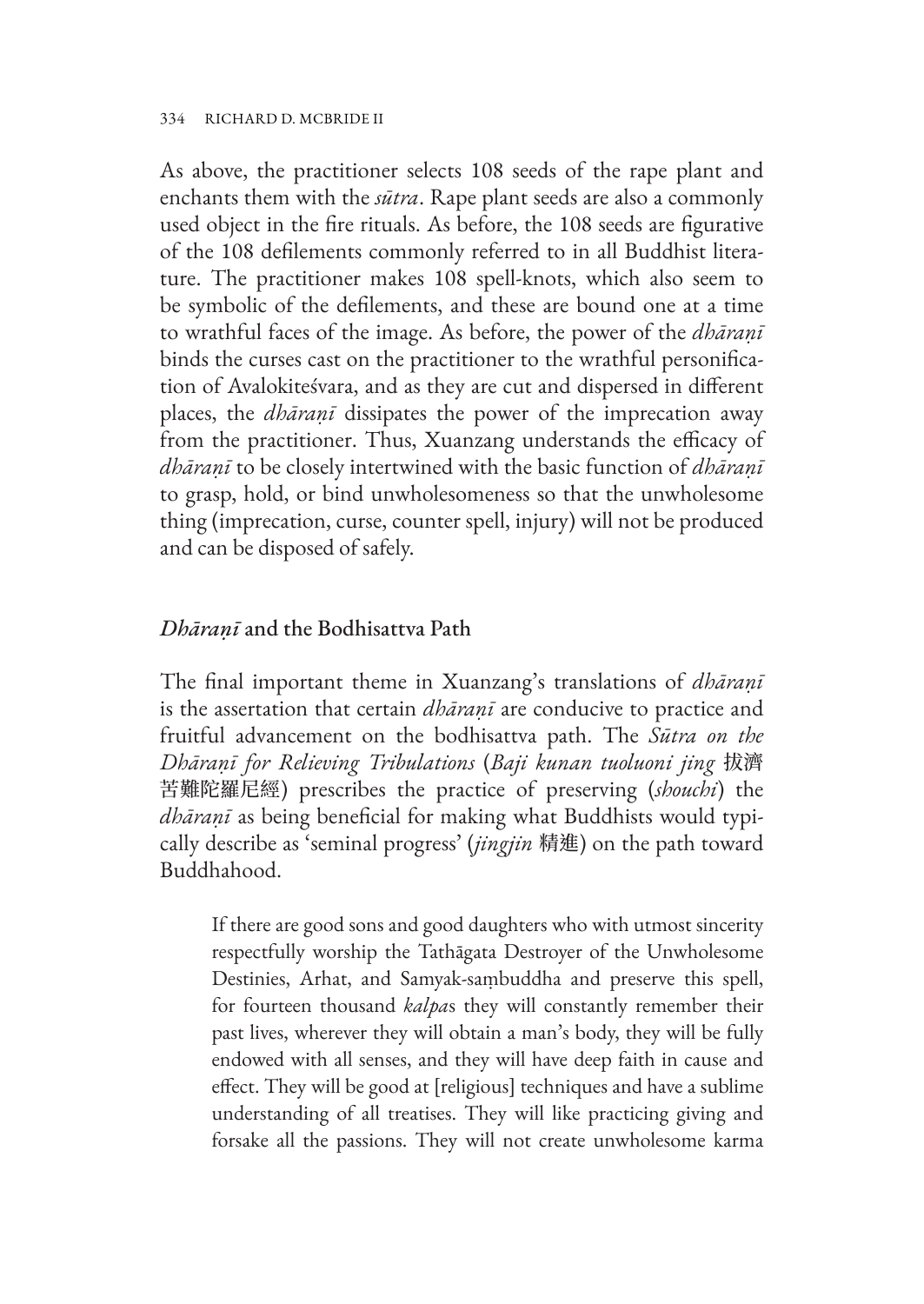As above, the practitioner selects 108 seeds of the rape plant and enchants them with the *sūtra*. Rape plant seeds are also a commonly used object in the fire rituals. As before, the 108 seeds are figurative of the 108 defilements commonly referred to in all Buddhist literature. The practitioner makes 108 spell-knots, which also seem to be symbolic of the defilements, and these are bound one at a time to wrathful faces of the image. As before, the power of the *dhāraṇī* binds the curses cast on the practitioner to the wrathful personification of Avalokiteśvara, and as they are cut and dispersed in different places, the *dhāraṇī* dissipates the power of the imprecation away from the practitioner. Thus, Xuanzang understands the efficacy of *dhāraṇī* to be closely intertwined with the basic function of *dhāraṇī* to grasp, hold, or bind unwholesomeness so that the unwholesome thing (imprecation, curse, counter spell, injury) will not be produced and can be disposed of safely.

## *Dhāraṇī* and the Bodhisattva Path

The final important theme in Xuanzang's translations of *dhāraṇī* is the assertation that certain *dhāraṇī* are conducive to practice and fruitful advancement on the bodhisattva path. The *Sūtra on the Dhāraṇī for Relieving Tribulations* (*Baji kunan tuoluoni jing* 拔濟苦難陀羅尼經) prescribes the practice of preserving (*shouchi*) the *dhāraṇī* as being beneficial for making what Buddhists would typically describe as 'seminal progress' (*jingjin* 精進) on the path toward Buddhahood.

> If there are good sons and good daughters who with utmost sincerity respectfully worship the Tathāgata Destroyer of the Unwholesome Destinies, Arhat, and Samyak-saṃbuddha and preserve this spell, for fourteen thousand *kalpa*s they will constantly remember their past lives, wherever they will obtain a man's body, they will be fully endowed with all senses, and they will have deep faith in cause and effect. They will be good at [religious] techniques and have a sublime understanding of all treatises. They will like practicing giving and forsake all the passions. They will not create unwholesome karma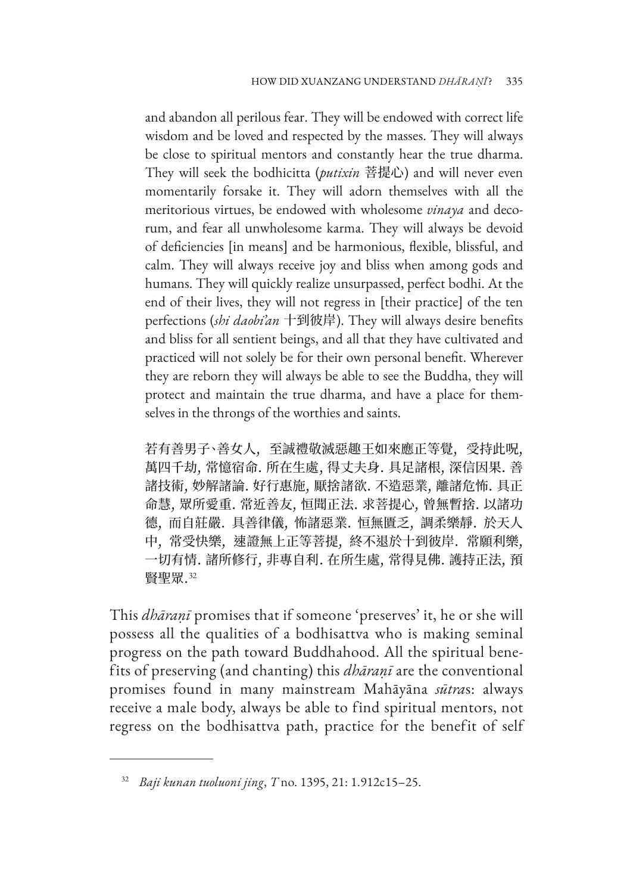and abandon all perilous fear. They will be endowed with correct life wisdom and be loved and respected by the masses. They will always be close to spiritual mentors and constantly hear the true dharma. They will seek the bodhicitta (*putixin* 菩提心) and will never even momentarily forsake it. They will adorn themselves with all the meritorious virtues, be endowed with wholesome *vinaya* and decorum, and fear all unwholesome karma. They will always be devoid of deficiencies [in means] and be harmonious, flexible, blissful, and calm. They will always receive joy and bliss when among gods and humans. They will quickly realize unsurpassed, perfect bodhi. At the end of their lives, they will not regress in [their practice] of the ten perfections (*shi daobi'an* 十到彼岸). They will always desire benefits and bliss for all sentient beings, and all that they have cultivated and practiced will not solely be for their own personal benefit. Wherever they are reborn they will always be able to see the Buddha, they will protect and maintain the true dharma, and have a place for themselves in the throngs of the worthies and saints.

> 若有善男子、善女人，至誠禮敬滅惡趣王如來應正等覺，受持此呪，萬四千劫，常憶宿命．所在生處，得丈夫身．具足諸根，深信因果．善諸技術，妙解諸論．好行惠施，厭捨諸欲．不造惡業，離諸危怖．具正命慧，眾所愛重．常近善友，恒聞正法．求菩提心，曾無暫捨．以諸功德，而自莊嚴．具善律儀，怖諸惡業．恒無匱乏，調柔樂靜．於天人中，常受快樂，速證無上正等菩提，終不退於十到彼岸．常願利樂，一切有情．諸所修行，非專自利．在所生處，常得見佛．護持正法，預賢聖眾．[32]

This *dhāraṇī* promises that if someone 'preserves' it, he or she will possess all the qualities of a bodhisattva who is making seminal progress on the path toward Buddhahood. All the spiritual benefits of preserving (and chanting) this *dhāraṇī* are the conventional promises found in many mainstream Mahāyāna *sūtra*s: always receive a male body, always be able to find spiritual mentors, not regress on the bodhisattva path, practice for the benefit of self

---

[32] *Baji kunan tuoluoni jing*, *T* no. 1395, 21: 1.912c15–25.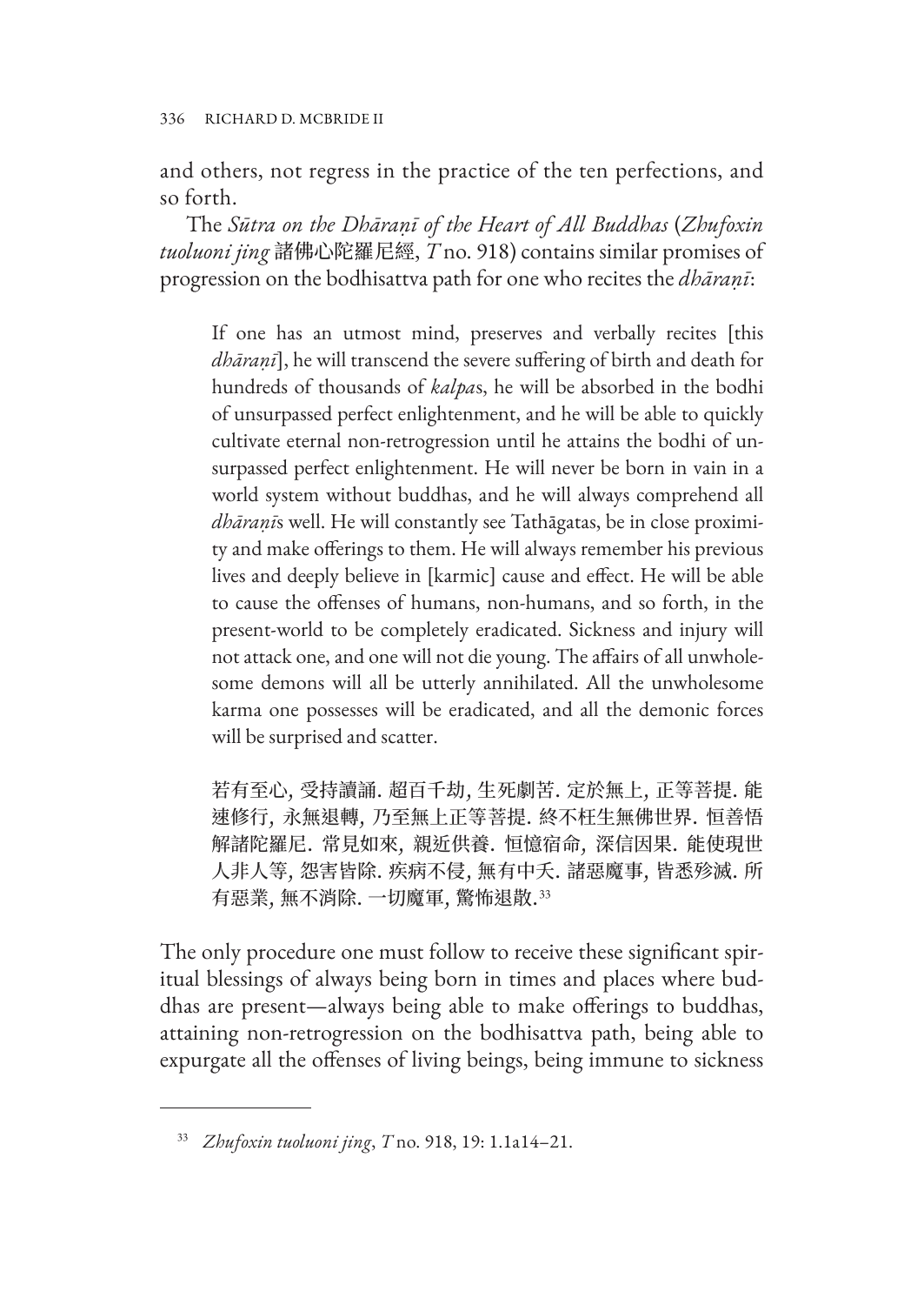and others, not regress in the practice of the ten perfections, and so forth.

The *Sūtra on the Dhāraṇī of the Heart of All Buddhas* (*Zhufoxin tuoluoni jing* 諸佛心陀羅尼經, *T* no. 918) contains similar promises of progression on the bodhisattva path for one who recites the *dhāraṇī*:

> If one has an utmost mind, preserves and verbally recites [this *dhāraṇī*], he will transcend the severe suffering of birth and death for hundreds of thousands of *kalpa*s, he will be absorbed in the bodhi of unsurpassed perfect enlightenment, and he will be able to quickly cultivate eternal non-retrogression until he attains the bodhi of unsurpassed perfect enlightenment. He will never be born in vain in a world system without buddhas, and he will always comprehend all *dhāraṇī*s well. He will constantly see Tathāgatas, be in close proximity and make offerings to them. He will always remember his previous lives and deeply believe in [karmic] cause and effect. He will be able to cause the offenses of humans, non-humans, and so forth, in the present-world to be completely eradicated. Sickness and injury will not attack one, and one will not die young. The affairs of all unwholesome demons will all be utterly annihilated. All the unwholesome karma one possesses will be eradicated, and all the demonic forces will be surprised and scatter.
>
> 若有至心, 受持讀誦. 超百千劫, 生死劇苦. 定於無上, 正等菩提. 能速修行, 永無退轉, 乃至無上正等菩提. 終不枉生無佛世界. 恒善悟解諸陀羅尼. 常見如來, 親近供養. 恒憶宿命, 深信因果. 能使現世人非人等, 怨害皆除. 疾病不侵, 無有中夭. 諸惡魔事, 皆悉殄滅. 所有惡業, 無不消除. 一切魔軍, 驚怖退散.[33]

The only procedure one must follow to receive these significant spiritual blessings of always being born in times and places where buddhas are present—always being able to make offerings to buddhas, attaining non-retrogression on the bodhisattva path, being able to expurgate all the offenses of living beings, being immune to sickness

---

[33] *Zhufoxin tuoluoni jing*, *T* no. 918, 19: 1.1a14–21.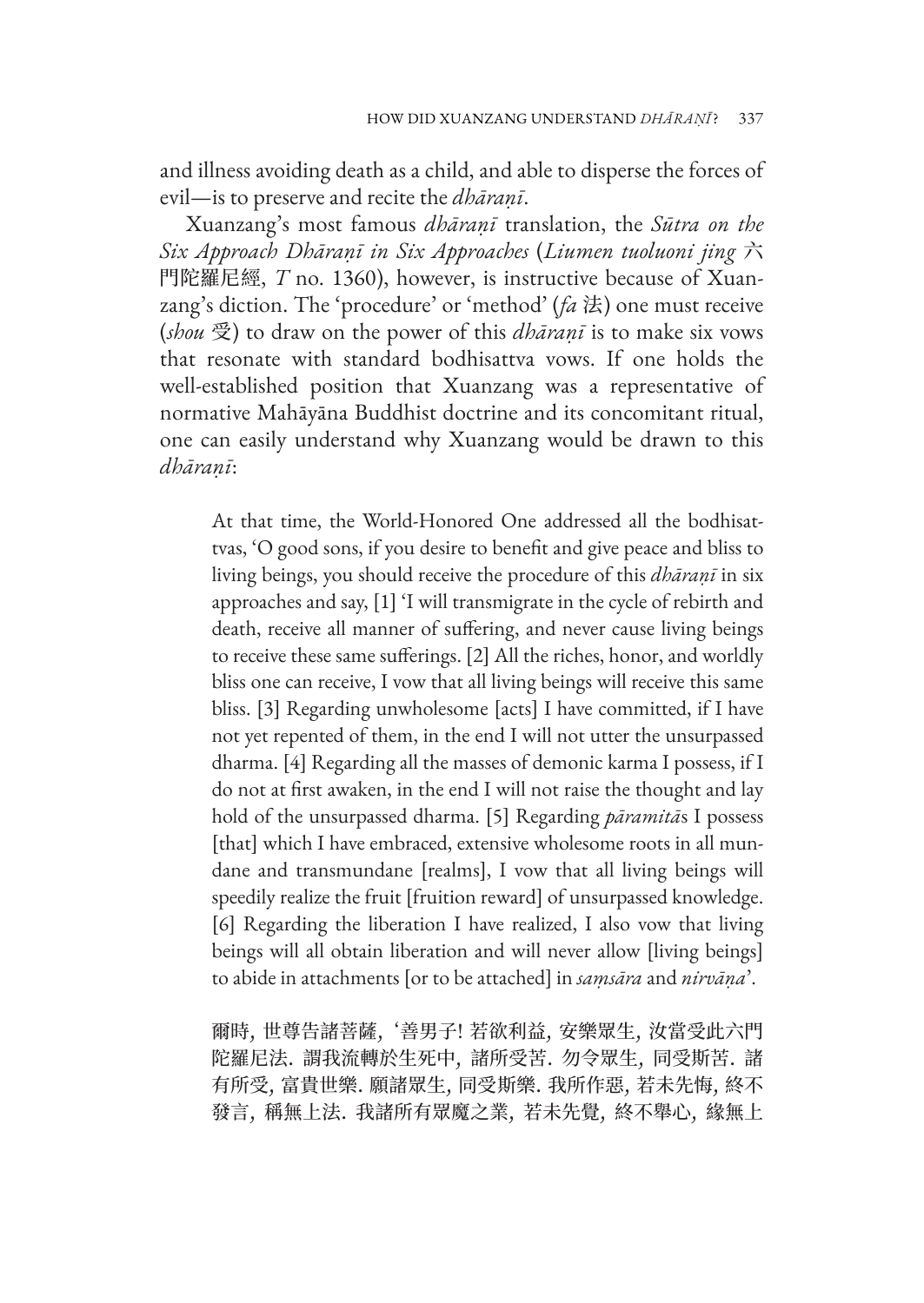and illness avoiding death as a child, and able to disperse the forces of evil—is to preserve and recite the *dhāraṇī*.

Xuanzang's most famous *dhāraṇī* translation, the *Sūtra on the Six Approach Dhāraṇī in Six Approaches* (*Liumen tuoluoni jing* 六門陀羅尼經, *T* no. 1360), however, is instructive because of Xuanzang's diction. The 'procedure' or 'method' (*fa* 法) one must receive (*shou* 受) to draw on the power of this *dhāraṇī* is to make six vows that resonate with standard bodhisattva vows. If one holds the well-established position that Xuanzang was a representative of normative Mahāyāna Buddhist doctrine and its concomitant ritual, one can easily understand why Xuanzang would be drawn to this *dhāraṇī*:

> At that time, the World-Honored One addressed all the bodhisattvas, 'O good sons, if you desire to benefit and give peace and bliss to living beings, you should receive the procedure of this *dhāraṇī* in six approaches and say, [1] 'I will transmigrate in the cycle of rebirth and death, receive all manner of suffering, and never cause living beings to receive these same sufferings. [2] All the riches, honor, and worldly bliss one can receive, I vow that all living beings will receive this same bliss. [3] Regarding unwholesome [acts] I have committed, if I have not yet repented of them, in the end I will not utter the unsurpassed dharma. [4] Regarding all the masses of demonic karma I possess, if I do not at first awaken, in the end I will not raise the thought and lay hold of the unsurpassed dharma. [5] Regarding *pāramitā*s I possess [that] which I have embraced, extensive wholesome roots in all mundane and transmundane [realms], I vow that all living beings will speedily realize the fruit [fruition reward] of unsurpassed knowledge. [6] Regarding the liberation I have realized, I also vow that living beings will all obtain liberation and will never allow [living beings] to abide in attachments [or to be attached] in *saṃsāra* and *nirvāṇa*'.
>
> 爾時, 世尊告諸菩薩, '善男子! 若欲利益, 安樂眾生, 汝當受此六門陀羅尼法. 謂我流轉於生死中, 諸所受苦. 勿令眾生, 同受斯苦. 諸有所受, 富貴世樂. 願諸眾生, 同受斯樂. 我所作惡, 若未先悔, 終不發言, 稱無上法. 我諸所有眾魔之業, 若未先覺, 終不舉心, 緣無上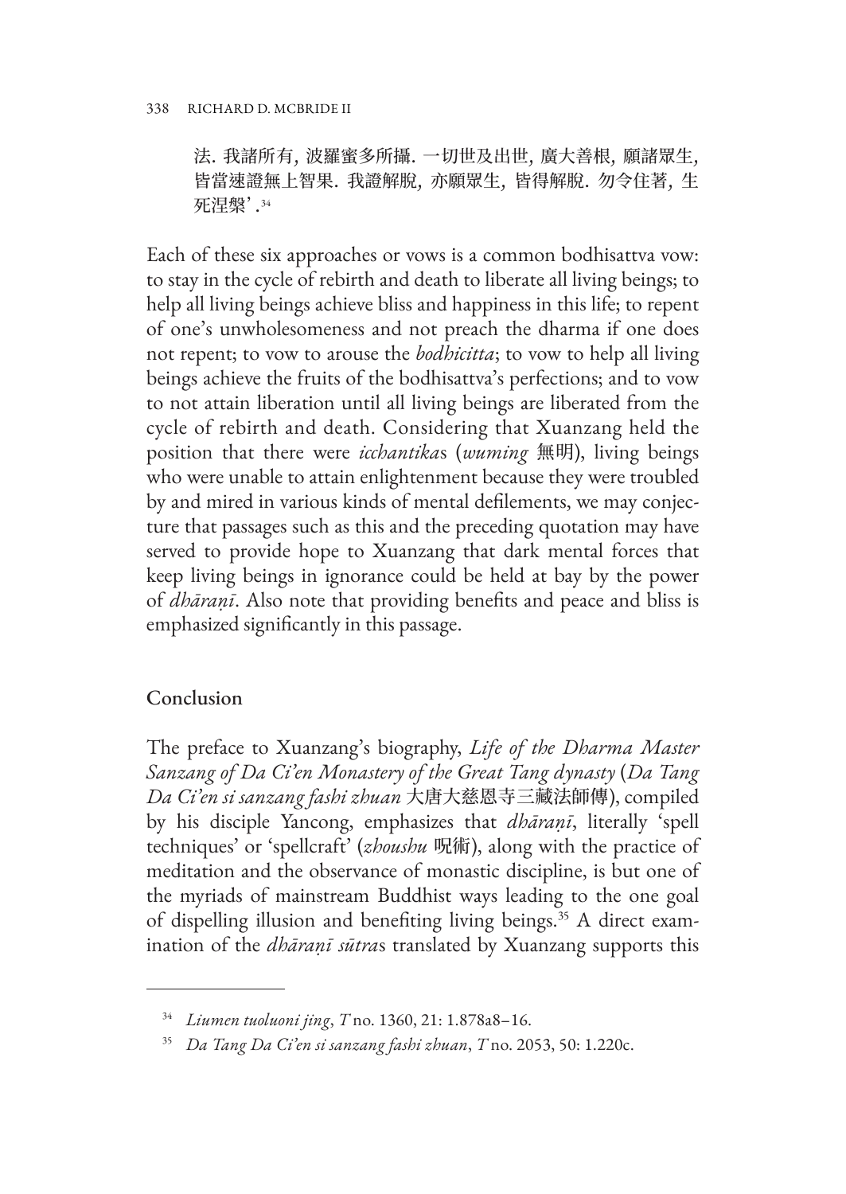法. 我諸所有, 波羅蜜多所攝. 一切世及出世, 廣大善根, 願諸眾生, 皆當速證無上智果. 我證解脫, 亦願眾生, 皆得解脫. 勿令住著, 生死涅槃'.[34]

Each of these six approaches or vows is a common bodhisattva vow: to stay in the cycle of rebirth and death to liberate all living beings; to help all living beings achieve bliss and happiness in this life; to repent of one's unwholesomeness and not preach the dharma if one does not repent; to vow to arouse the *bodhicitta*; to vow to help all living beings achieve the fruits of the bodhisattva's perfections; and to vow to not attain liberation until all living beings are liberated from the cycle of rebirth and death. Considering that Xuanzang held the position that there were *icchantika*s (*wuming* 無明), living beings who were unable to attain enlightenment because they were troubled by and mired in various kinds of mental defilements, we may conjecture that passages such as this and the preceding quotation may have served to provide hope to Xuanzang that dark mental forces that keep living beings in ignorance could be held at bay by the power of *dhāraṇī*. Also note that providing benefits and peace and bliss is emphasized significantly in this passage.

## Conclusion

The preface to Xuanzang's biography, *Life of the Dharma Master Sanzang of Da Ci'en Monastery of the Great Tang dynasty* (*Da Tang Da Ci'en si sanzang fashi zhuan* 大唐大慈恩寺三藏法師傳), compiled by his disciple Yancong, emphasizes that *dhāraṇī*, literally 'spell techniques' or 'spellcraft' (*zhoushu* 呪術), along with the practice of meditation and the observance of monastic discipline, is but one of the myriads of mainstream Buddhist ways leading to the one goal of dispelling illusion and benefiting living beings.[35] A direct examination of the *dhāraṇī sūtra*s translated by Xuanzang supports this

---

[34] *Liumen tuoluoni jing*, *T* no. 1360, 21: 1.878a8–16.

[35] *Da Tang Da Ci'en si sanzang fashi zhuan*, *T* no. 2053, 50: 1.220c.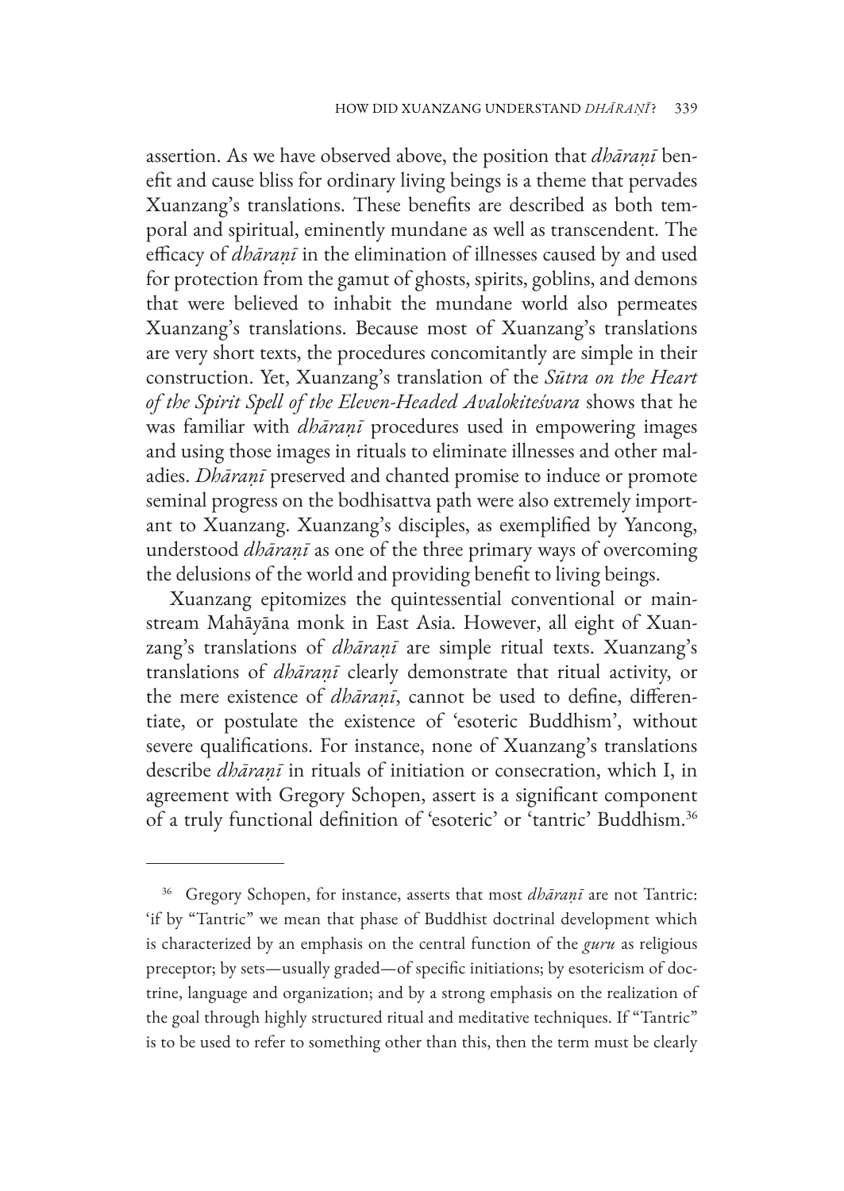assertion. As we have observed above, the position that *dhāraṇī* benefit and cause bliss for ordinary living beings is a theme that pervades Xuanzang's translations. These benefits are described as both temporal and spiritual, eminently mundane as well as transcendent. The efficacy of *dhāraṇī* in the elimination of illnesses caused by and used for protection from the gamut of ghosts, spirits, goblins, and demons that were believed to inhabit the mundane world also permeates Xuanzang's translations. Because most of Xuanzang's translations are very short texts, the procedures concomitantly are simple in their construction. Yet, Xuanzang's translation of the *Sūtra on the Heart of the Spirit Spell of the Eleven-Headed Avalokiteśvara* shows that he was familiar with *dhāraṇī* procedures used in empowering images and using those images in rituals to eliminate illnesses and other maladies. *Dhāraṇī* preserved and chanted promise to induce or promote seminal progress on the bodhisattva path were also extremely important to Xuanzang. Xuanzang's disciples, as exemplified by Yancong, understood *dhāraṇī* as one of the three primary ways of overcoming the delusions of the world and providing benefit to living beings.

Xuanzang epitomizes the quintessential conventional or mainstream Mahāyāna monk in East Asia. However, all eight of Xuanzang's translations of *dhāraṇī* are simple ritual texts. Xuanzang's translations of *dhāraṇī* clearly demonstrate that ritual activity, or the mere existence of *dhāraṇī*, cannot be used to define, differentiate, or postulate the existence of 'esoteric Buddhism', without severe qualifications. For instance, none of Xuanzang's translations describe *dhāraṇī* in rituals of initiation or consecration, which I, in agreement with Gregory Schopen, assert is a significant component of a truly functional definition of 'esoteric' or 'tantric' Buddhism.[36]

---

[36] Gregory Schopen, for instance, asserts that most *dhāraṇī* are not Tantric: 'if by "Tantric" we mean that phase of Buddhist doctrinal development which is characterized by an emphasis on the central function of the *guru* as religious preceptor; by sets—usually graded—of specific initiations; by esotericism of doctrine, language and organization; and by a strong emphasis on the realization of the goal through highly structured ritual and meditative techniques. If "Tantric" is to be used to refer to something other than this, then the term must be clearly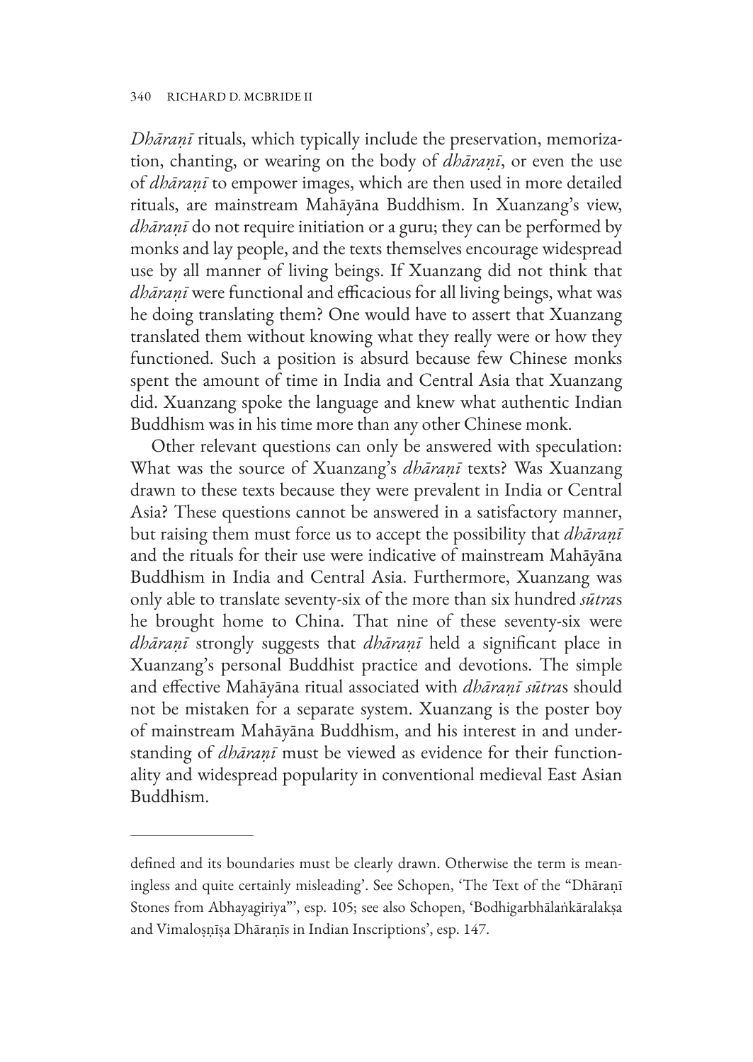*Dhāraṇī* rituals, which typically include the preservation, memorization, chanting, or wearing on the body of *dhāraṇī*, or even the use of *dhāraṇī* to empower images, which are then used in more detailed rituals, are mainstream Mahāyāna Buddhism. In Xuanzang's view, *dhāraṇī* do not require initiation or a guru; they can be performed by monks and lay people, and the texts themselves encourage widespread use by all manner of living beings. If Xuanzang did not think that *dhāraṇī* were functional and efficacious for all living beings, what was he doing translating them? One would have to assert that Xuanzang translated them without knowing what they really were or how they functioned. Such a position is absurd because few Chinese monks spent the amount of time in India and Central Asia that Xuanzang did. Xuanzang spoke the language and knew what authentic Indian Buddhism was in his time more than any other Chinese monk.

Other relevant questions can only be answered with speculation: What was the source of Xuanzang's *dhāraṇī* texts? Was Xuanzang drawn to these texts because they were prevalent in India or Central Asia? These questions cannot be answered in a satisfactory manner, but raising them must force us to accept the possibility that *dhāraṇī* and the rituals for their use were indicative of mainstream Mahāyāna Buddhism in India and Central Asia. Furthermore, Xuanzang was only able to translate seventy-six of the more than six hundred *sūtra*s he brought home to China. That nine of these seventy-six were *dhāraṇī* strongly suggests that *dhāraṇī* held a significant place in Xuanzang's personal Buddhist practice and devotions. The simple and effective Mahāyāna ritual associated with *dhāraṇī sūtra*s should not be mistaken for a separate system. Xuanzang is the poster boy of mainstream Mahāyāna Buddhism, and his interest in and understanding of *dhāraṇī* must be viewed as evidence for their functionality and widespread popularity in conventional medieval East Asian Buddhism.

---

defined and its boundaries must be clearly drawn. Otherwise the term is meaningless and quite certainly misleading'. See Schopen, 'The Text of the "Dhāraṇī Stones from Abhayagiriya"', esp. 105; see also Schopen, 'Bodhigarbhālaṅkāralakṣa and Vimaloṣṇīṣa Dhāraṇīs in Indian Inscriptions', esp. 147.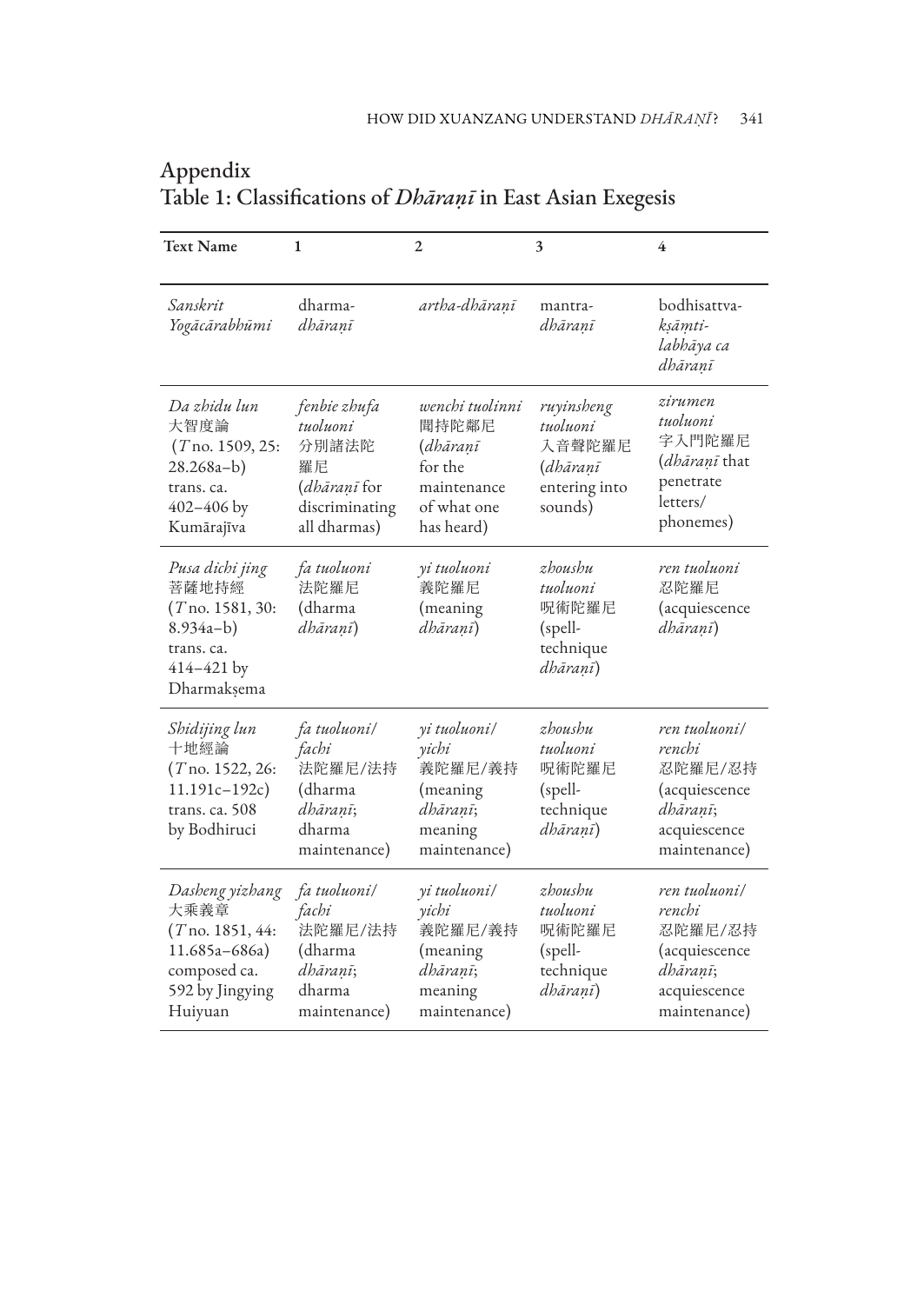# Appendix

## Table 1: Classifications of *Dhāraṇī* in East Asian Exegesis

| Text Name | 1 | 2 | 3 | 4 |
|---|---|---|---|---|
| *Sanskrit Yogācārabhūmi* | dharma-*dhāraṇī* | *artha-dhāraṇī* | mantra-*dhāraṇī* | bodhisattva-*kṣāṃti-labhāya ca dhāraṇī* |
| *Da zhidu lun* 大智度論 (*T* no. 1509, 25: 28.268a–b) trans. ca. 402–406 by Kumārajīva | *fenbie zhufa tuoluoni* 分別諸法陀羅尼 (*dhāraṇī* for discriminating all dharmas) | *wenchi tuolinni* 聞持陀鄰尼 (*dhāraṇī* for the maintenance of what one has heard) | *ruyinsheng tuoluoni* 入音聲陀羅尼 (*dhāraṇī* entering into sounds) | *zirumen tuoluoni* 字入門陀羅尼 (*dhāraṇī* that penetrate letters/ phonemes) |
| *Pusa dichi jing* 菩薩地持經 (*T* no. 1581, 30: 8.934a–b) trans. ca. 414–421 by Dharmakṣema | *fa tuoluoni* 法陀羅尼 (dharma *dhāraṇī*) | *yi tuoluoni* 義陀羅尼 (meaning *dhāraṇī*) | *zhoushu tuoluoni* 呪術陀羅尼 (spell-technique *dhāraṇī*) | *ren tuoluoni* 忍陀羅尼 (acquiescence *dhāraṇī*) |
| *Shidijing lun* 十地經論 (*T* no. 1522, 26: 11.191c–192c) trans. ca. 508 by Bodhiruci | *fa tuoluoni/ fachi* 法陀羅尼/法持 (dharma *dhāraṇī*; dharma maintenance) | *yi tuoluoni/ yichi* 義陀羅尼/義持 (meaning *dhāraṇī*; meaning maintenance) | *zhoushu tuoluoni* 呪術陀羅尼 (spell-technique *dhāraṇī*) | *ren tuoluoni/ renchi* 忍陀羅尼/忍持 (acquiescence *dhāraṇī*; acquiescence maintenance) |
| *Dasheng yizhang* 大乘義章 (*T* no. 1851, 44: 11.685a–686a) composed ca. 592 by Jingying Huiyuan | *fa tuoluoni/ fachi* 法陀羅尼/法持 (dharma *dhāraṇī*; dharma maintenance) | *yi tuoluoni/ yichi* 義陀羅尼/義持 (meaning *dhāraṇī*; meaning maintenance) | *zhoushu tuoluoni* 呪術陀羅尼 (spell-technique *dhāraṇī*) | *ren tuoluoni/ renchi* 忍陀羅尼/忍持 (acquiescence *dhāraṇī*; acquiescence maintenance) |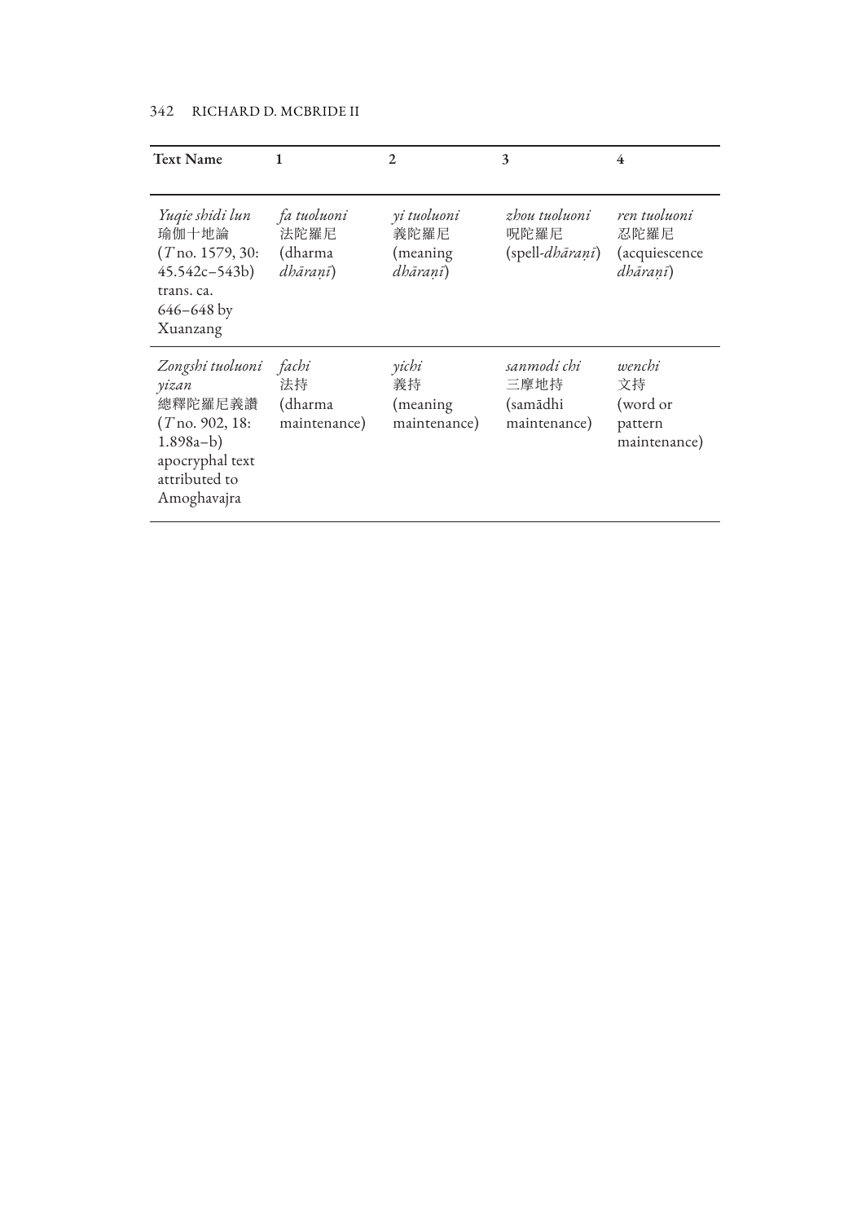| Text Name | 1 | 2 | 3 | 4 |
|---|---|---|---|---|
| *Yuqie shidi lun* 瑜伽十地論 (*T* no. 1579, 30: 45.542c–543b) trans. ca. 646–648 by Xuanzang | *fa tuoluoni* 法陀羅尼 (dharma *dhāraṇī*) | *yi tuoluoni* 義陀羅尼 (meaning *dhāraṇī*) | *zhou tuoluoni* 呪陀羅尼 (spell-*dhāraṇī*) | *ren tuoluoni* 忍陀羅尼 (acquiescence *dhāraṇī*) |
| *Zongshi tuoluoni yizan* 總釋陀羅尼義讚 (*T* no. 902, 18: 1.898a–b) apocryphal text attributed to Amoghavajra | *fachi* 法持 (dharma maintenance) | *yichi* 義持 (meaning maintenance) | *sanmodi chi* 三摩地持 (samādhi maintenance) | *wenchi* 文持 (word or pattern maintenance) |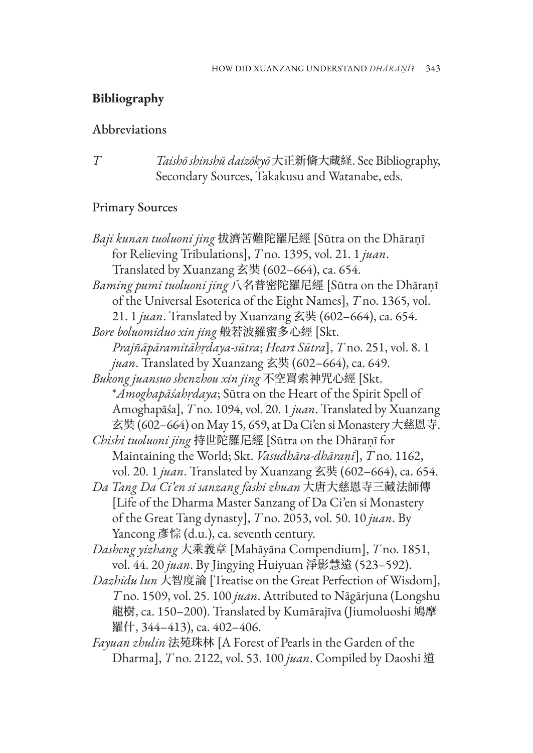## Bibliography

### Abbreviations

*T* *Taishō shinshū daizōkyō* 大正新脩大蔵経. See Bibliography, Secondary Sources, Takakusu and Watanabe, eds.

### Primary Sources

*Baji kunan tuoluoni jing* 拔濟苦難陀羅尼經 [Sūtra on the Dhāraṇī for Relieving Tribulations], *T* no. 1395, vol. 21. 1 *juan*. Translated by Xuanzang 玄奘 (602–664), ca. 654.

*Baming pumi tuoluoni jing* 八名普密陀羅尼經 [Sūtra on the Dhāraṇī of the Universal Esoterica of the Eight Names], *T* no. 1365, vol. 21. 1 *juan*. Translated by Xuanzang 玄奘 (602–664), ca. 654.

*Bore boluomiduo xin jing* 般若波羅蜜多心經 [Skt. *Prajñāpāramitāhṛdaya-sūtra*; *Heart Sūtra*], *T* no. 251, vol. 8. 1 *juan*. Translated by Xuanzang 玄奘 (602–664), ca. 649.

*Bukong juansuo shenzhou xin jing* 不空羂索神咒心經 [Skt. \**Amoghapāśahṛdaya*; Sūtra on the Heart of the Spirit Spell of Amoghapāśa], *T* no. 1094, vol. 20. 1 *juan*. Translated by Xuanzang 玄奘 (602–664) on May 15, 659, at Da Ci'en si Monastery 大慈恩寺.

*Chishi tuoluoni jing* 持世陀羅尼經 [Sūtra on the Dhāraṇī for Maintaining the World; Skt. *Vasudhāra-dhāraṇī*], *T* no. 1162, vol. 20. 1 *juan*. Translated by Xuanzang 玄奘 (602–664), ca. 654.

*Da Tang Da Ci'en si sanzang fashi zhuan* 大唐大慈恩寺三藏法師傳 [Life of the Dharma Master Sanzang of Da Ci'en si Monastery of the Great Tang dynasty], *T* no. 2053, vol. 50. 10 *juan*. By Yancong 彥悰 (d.u.), ca. seventh century.

*Dasheng yizhang* 大乘義章 [Mahāyāna Compendium], *T* no. 1851, vol. 44. 20 *juan*. By Jingying Huiyuan 淨影慧遠 (523–592).

*Dazhidu lun* 大智度論 [Treatise on the Great Perfection of Wisdom], *T* no. 1509, vol. 25. 100 *juan*. Attributed to Nāgārjuna (Longshu 龍樹, ca. 150–200). Translated by Kumārajīva (Jiumoluoshi 鳩摩羅什, 344–413), ca. 402–406.

*Fayuan zhulin* 法苑珠林 [A Forest of Pearls in the Garden of the Dharma], *T* no. 2122, vol. 53. 100 *juan*. Compiled by Daoshi 道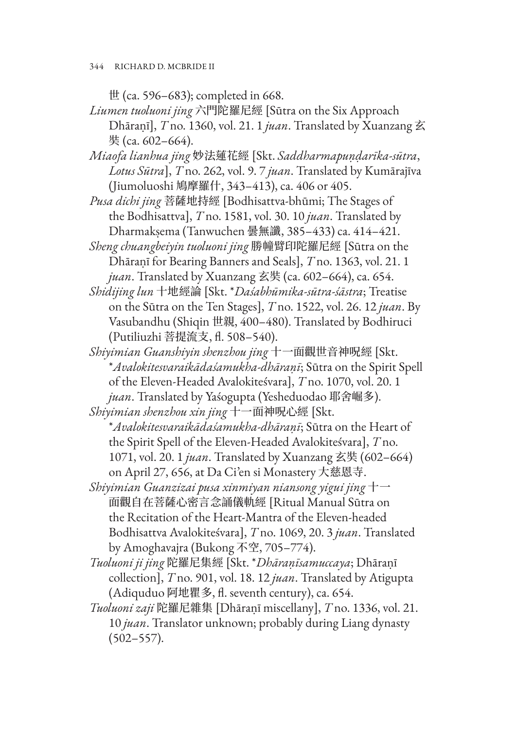世 (ca. 596–683); completed in 668.

*Liumen tuoluoni jing* 六門陀羅尼經 [Sūtra on the Six Approach Dhāraṇī], *T* no. 1360, vol. 21. 1 *juan*. Translated by Xuanzang 玄奘 (ca. 602–664).

*Miaofa lianhua jing* 妙法蓮花經 [Skt. *Saddharmapuṇḍarīka-sūtra*, *Lotus Sūtra*], *T* no. 262, vol. 9. 7 *juan*. Translated by Kumārajīva (Jiumoluoshi 鳩摩羅什, 343–413), ca. 406 or 405.

*Pusa dichi jing* 菩薩地持經 [Bodhisattva-bhūmi; The Stages of the Bodhisattva], *T* no. 1581, vol. 30. 10 *juan*. Translated by Dharmakṣema (Tanwuchen 曇無讖, 385–433) ca. 414–421.

*Sheng chuangbeiyin tuoluoni jing* 勝幢臂印陀羅尼經 [Sūtra on the Dhāraṇī for Bearing Banners and Seals], *T* no. 1363, vol. 21. 1 *juan*. Translated by Xuanzang 玄奘 (ca. 602–664), ca. 654.

*Shidijing lun* 十地經論 [Skt. **Daśabhūmika-sūtra-śāstra*; Treatise on the Sūtra on the Ten Stages], *T* no. 1522, vol. 26. 12 *juan*. By Vasubandhu (Shiqin 世親, 400–480). Translated by Bodhiruci (Putiliuzhi 菩提流支, fl. 508–540).

*Shiyimian Guanshiyin shenzhou jing* 十一面觀世音神呪經 [Skt. **Avalokitesvaraikādaśamukha-dhāraṇī*; Sūtra on the Spirit Spell of the Eleven-Headed Avalokiteśvara], *T* no. 1070, vol. 20. 1 *juan*. Translated by Yaśogupta (Yesheduodao 耶舍崛多).

*Shiyimian shenzhou xin jing* 十一面神呪心經 [Skt. **Avalokitesvaraikādaśamukha-dhāraṇī*; Sūtra on the Heart of the Spirit Spell of the Eleven-Headed Avalokiteśvara], *T* no. 1071, vol. 20. 1 *juan*. Translated by Xuanzang 玄奘 (602–664) on April 27, 656, at Da Ci'en si Monastery 大慈恩寺.

*Shiyimian Guanzizai pusa xinmiyan niansong yigui jing* 十一面觀自在菩薩心密言念誦儀軌經 [Ritual Manual Sūtra on the Recitation of the Heart-Mantra of the Eleven-headed Bodhisattva Avalokiteśvara], *T* no. 1069, 20. 3 *juan*. Translated by Amoghavajra (Bukong 不空, 705–774).

*Tuoluoni ji jing* 陀羅尼集經 [Skt. **Dhāraṇīsamuccaya*; Dhāraṇī collection], *T* no. 901, vol. 18. 12 *juan*. Translated by Atigupta (Adiquduo 阿地瞿多, fl. seventh century), ca. 654.

*Tuoluoni zaji* 陀羅尼雜集 [Dhāraṇī miscellany], *T* no. 1336, vol. 21. 10 *juan*. Translator unknown; probably during Liang dynasty (502–557).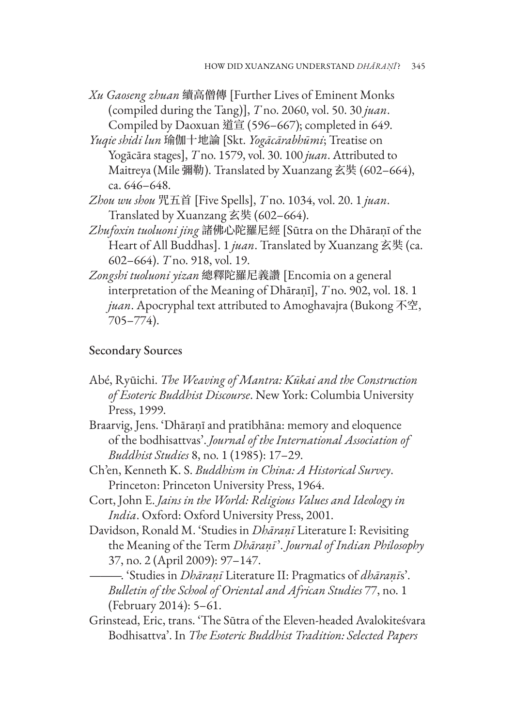*Xu Gaoseng zhuan* 續高僧傳 [Further Lives of Eminent Monks (compiled during the Tang)], *T* no. 2060, vol. 50. 30 *juan*. Compiled by Daoxuan 道宣 (596–667); completed in 649.

*Yuqie shidi lun* 瑜伽十地論 [Skt. *Yogācārabhūmi*; Treatise on Yogācāra stages], *T* no. 1579, vol. 30. 100 *juan*. Attributed to Maitreya (Mile 彌勒). Translated by Xuanzang 玄奘 (602–664), ca. 646–648.

*Zhou wu shou* 咒五首 [Five Spells], *T* no. 1034, vol. 20. 1 *juan*. Translated by Xuanzang 玄奘 (602–664).

*Zhufoxin tuoluoni jing* 諸佛心陀羅尼經 [Sūtra on the Dhāraṇī of the Heart of All Buddhas]. 1 *juan*. Translated by Xuanzang 玄奘 (ca. 602–664). *T* no. 918, vol. 19.

*Zongshi tuoluoni yizan* 總釋陀羅尼義讚 [Encomia on a general interpretation of the Meaning of Dhāraṇī], *T* no. 902, vol. 18. 1 *juan*. Apocryphal text attributed to Amoghavajra (Bukong 不空, 705–774).

## Secondary Sources

Abé, Ryūichi. *The Weaving of Mantra: Kūkai and the Construction of Esoteric Buddhist Discourse*. New York: Columbia University Press, 1999.

Braarvig, Jens. 'Dhāraṇī and pratibhāna: memory and eloquence of the bodhisattvas'. *Journal of the International Association of Buddhist Studies* 8, no. 1 (1985): 17–29.

Ch'en, Kenneth K. S. *Buddhism in China: A Historical Survey*. Princeton: Princeton University Press, 1964.

Cort, John E. *Jains in the World: Religious Values and Ideology in India*. Oxford: Oxford University Press, 2001.

Davidson, Ronald M. 'Studies in *Dhāraṇī* Literature I: Revisiting the Meaning of the Term *Dhāraṇī*'. *Journal of Indian Philosophy* 37, no. 2 (April 2009): 97–147.

———. 'Studies in *Dhāraṇī* Literature II: Pragmatics of *dhāraṇīs*'. *Bulletin of the School of Oriental and African Studies* 77, no. 1 (February 2014): 5–61.

Grinstead, Eric, trans. 'The Sūtra of the Eleven-headed Avalokiteśvara Bodhisattva'. In *The Esoteric Buddhist Tradition: Selected Papers*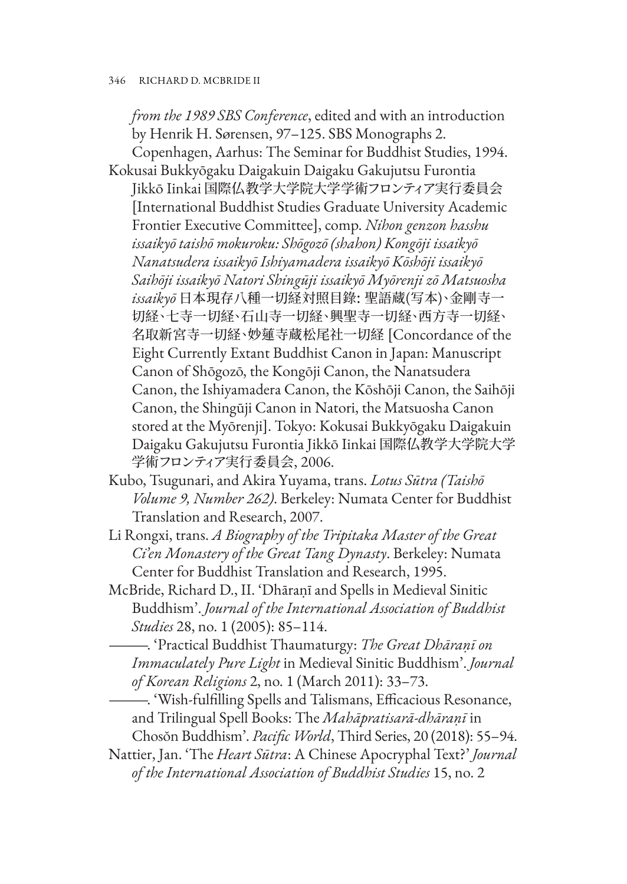*from the 1989 SBS Conference*, edited and with an introduction by Henrik H. Sørensen, 97–125. SBS Monographs 2. Copenhagen, Aarhus: The Seminar for Buddhist Studies, 1994.

Kokusai Bukkyōgaku Daigakuin Daigaku Gakujutsu Furontia Jikkō Iinkai 国際仏教学大学院大学学術フロンティア実行委員会 [International Buddhist Studies Graduate University Academic Frontier Executive Committee], comp. *Nihon genzon hasshu issaikyō taishō mokuroku: Shōgozō (shahon) Kongōji issaikyō Nanatsudera issaikyō Ishiyamadera issaikyō Kōshōji issaikyō Saihōji issaikyō Natori Shingūji issaikyō Myōrenji zō Matsuosha issaikyō* 日本現存八種一切経対照目錄: 聖語蔵(写本)、金剛寺一切経、七寺一切経、石山寺一切経、興聖寺一切経、西方寺一切経、名取新宮寺一切経、妙蓮寺蔵松尾社一切経 [Concordance of the Eight Currently Extant Buddhist Canon in Japan: Manuscript Canon of Shōgozō, the Kongōji Canon, the Nanatsudera Canon, the Ishiyamadera Canon, the Kōshōji Canon, the Saihōji Canon, the Shingūji Canon in Natori, the Matsuosha Canon stored at the Myōrenji]. Tokyo: Kokusai Bukkyōgaku Daigakuin Daigaku Gakujutsu Furontia Jikkō Iinkai 国際仏教学大学院大学学術フロンティア実行委員会, 2006.

Kubo, Tsugunari, and Akira Yuyama, trans. *Lotus Sūtra (Taishō Volume 9, Number 262)*. Berkeley: Numata Center for Buddhist Translation and Research, 2007.

Li Rongxi, trans. *A Biography of the Tripitaka Master of the Great Ci'en Monastery of the Great Tang Dynasty*. Berkeley: Numata Center for Buddhist Translation and Research, 1995.

McBride, Richard D., II. 'Dhāraṇī and Spells in Medieval Sinitic Buddhism'. *Journal of the International Association of Buddhist Studies* 28, no. 1 (2005): 85–114.

———. 'Practical Buddhist Thaumaturgy: *The Great Dhāraṇī on Immaculately Pure Light* in Medieval Sinitic Buddhism'. *Journal of Korean Religions* 2, no. 1 (March 2011): 33–73.

———. 'Wish-fulfilling Spells and Talismans, Efficacious Resonance, and Trilingual Spell Books: The *Mahāpratisarā-dhāraṇī* in Chosŏn Buddhism'. *Pacific World*, Third Series, 20 (2018): 55–94.

Nattier, Jan. 'The *Heart Sūtra*: A Chinese Apocryphal Text?' *Journal of the International Association of Buddhist Studies* 15, no. 2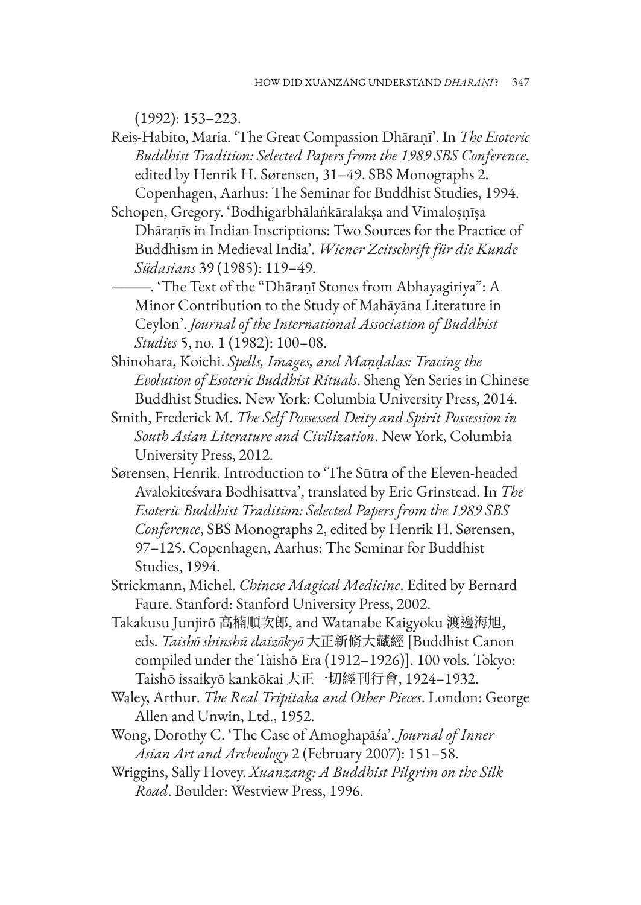(1992): 153–223.

Reis-Habito, Maria. 'The Great Compassion Dhāraṇī'. In *The Esoteric Buddhist Tradition: Selected Papers from the 1989 SBS Conference*, edited by Henrik H. Sørensen, 31–49. SBS Monographs 2. Copenhagen, Aarhus: The Seminar for Buddhist Studies, 1994.

Schopen, Gregory. 'Bodhigarbhālaṅkāralakṣa and Vimaloṣṇīṣa Dhāraṇīs in Indian Inscriptions: Two Sources for the Practice of Buddhism in Medieval India'. *Wiener Zeitschrift für die Kunde Südasians* 39 (1985): 119–49.

———. 'The Text of the "Dhāraṇī Stones from Abhayagiriya": A Minor Contribution to the Study of Mahāyāna Literature in Ceylon'. *Journal of the International Association of Buddhist Studies* 5, no. 1 (1982): 100–08.

Shinohara, Koichi. *Spells, Images, and Maṇḍalas: Tracing the Evolution of Esoteric Buddhist Rituals*. Sheng Yen Series in Chinese Buddhist Studies. New York: Columbia University Press, 2014.

Smith, Frederick M. *The Self Possessed Deity and Spirit Possession in South Asian Literature and Civilization*. New York, Columbia University Press, 2012.

Sørensen, Henrik. Introduction to 'The Sūtra of the Eleven-headed Avalokiteśvara Bodhisattva', translated by Eric Grinstead. In *The Esoteric Buddhist Tradition: Selected Papers from the 1989 SBS Conference*, SBS Monographs 2, edited by Henrik H. Sørensen, 97–125. Copenhagen, Aarhus: The Seminar for Buddhist Studies, 1994.

Strickmann, Michel. *Chinese Magical Medicine*. Edited by Bernard Faure. Stanford: Stanford University Press, 2002.

Takakusu Junjirō 高楠順次郎, and Watanabe Kaigyoku 渡邊海旭, eds. *Taishō shinshū daizōkyō* 大正新脩大藏經 [Buddhist Canon compiled under the Taishō Era (1912–1926)]. 100 vols. Tokyo: Taishō issaikyō kankōkai 大正一切經刊行會, 1924–1932.

Waley, Arthur. *The Real Tripitaka and Other Pieces*. London: George Allen and Unwin, Ltd., 1952.

Wong, Dorothy C. 'The Case of Amoghapāśa'. *Journal of Inner Asian Art and Archeology* 2 (February 2007): 151–58.

Wriggins, Sally Hovey. *Xuanzang: A Buddhist Pilgrim on the Silk Road*. Boulder: Westview Press, 1996.